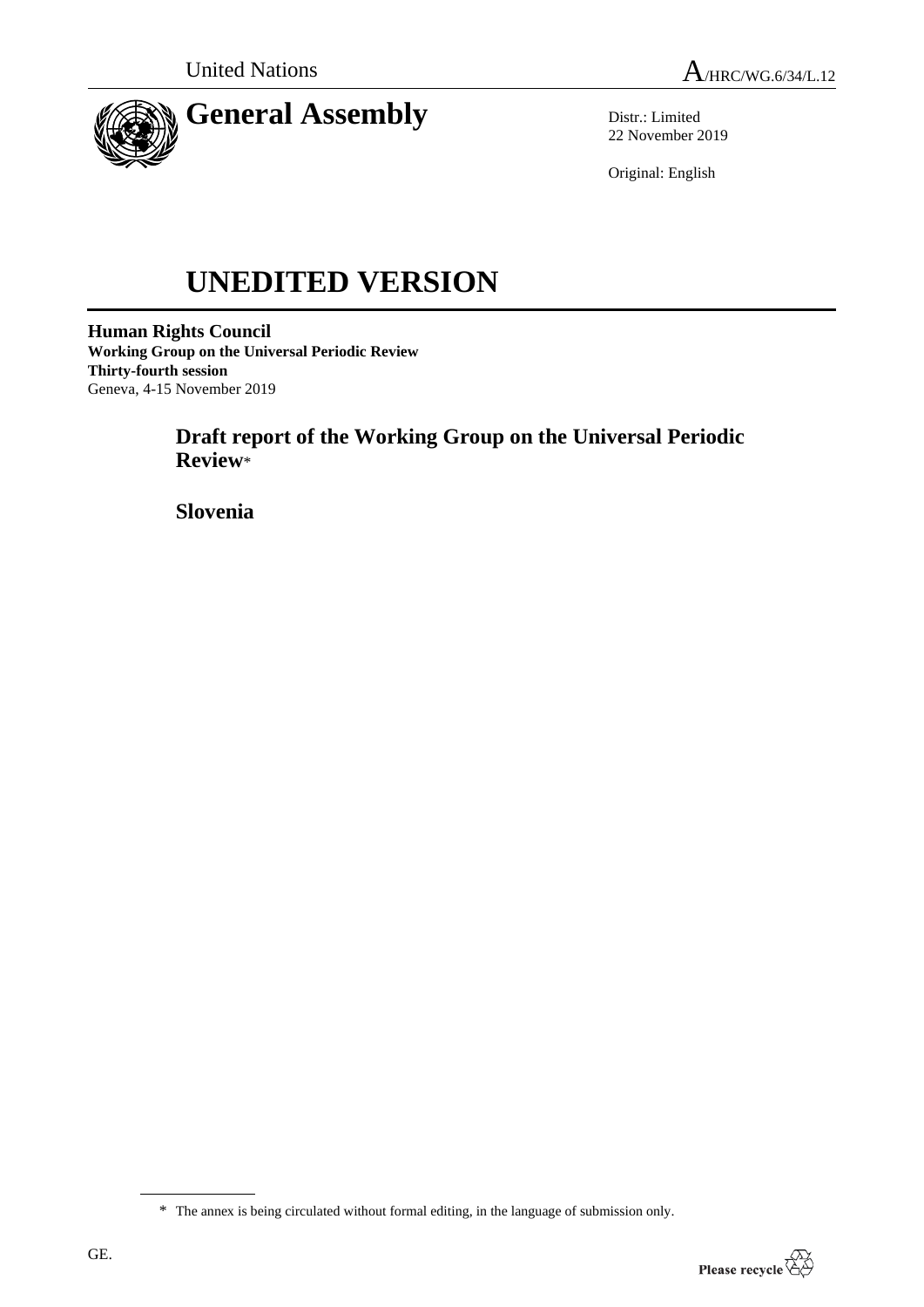United Nations A/HRC/WG.6/34/L.12

# General Assembly

Distr.: Limited
22 November 2019

Original: English

# UNEDITED VERSION

**Human Rights Council**
**Working Group on the Universal Periodic Review**
**Thirty-fourth session**
Geneva, 4-15 November 2019

## Draft report of the Working Group on the Universal Periodic Review*

## Slovenia

\* The annex is being circulated without formal editing, in the language of submission only.

GE.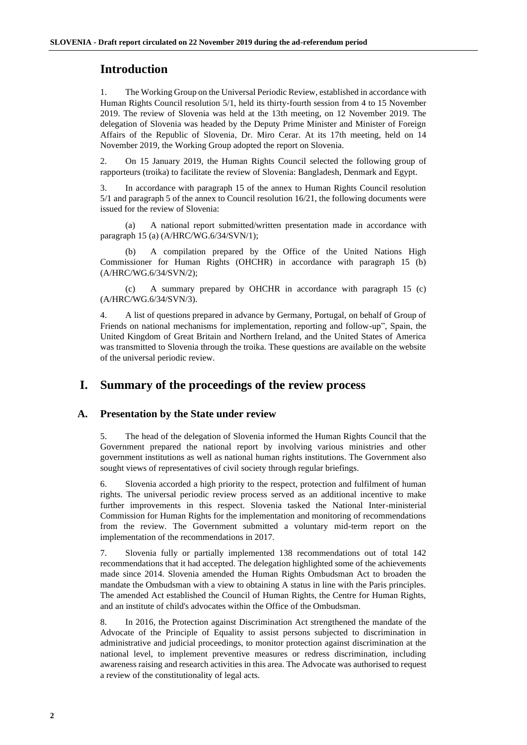# Introduction

1. The Working Group on the Universal Periodic Review, established in accordance with Human Rights Council resolution 5/1, held its thirty-fourth session from 4 to 15 November 2019. The review of Slovenia was held at the 13th meeting, on 12 November 2019. The delegation of Slovenia was headed by the Deputy Prime Minister and Minister of Foreign Affairs of the Republic of Slovenia, Dr. Miro Cerar. At its 17th meeting, held on 14 November 2019, the Working Group adopted the report on Slovenia.

2. On 15 January 2019, the Human Rights Council selected the following group of rapporteurs (troika) to facilitate the review of Slovenia: Bangladesh, Denmark and Egypt.

3. In accordance with paragraph 15 of the annex to Human Rights Council resolution 5/1 and paragraph 5 of the annex to Council resolution 16/21, the following documents were issued for the review of Slovenia:

(a) A national report submitted/written presentation made in accordance with paragraph 15 (a) (A/HRC/WG.6/34/SVN/1);

(b) A compilation prepared by the Office of the United Nations High Commissioner for Human Rights (OHCHR) in accordance with paragraph 15 (b) (A/HRC/WG.6/34/SVN/2);

(c) A summary prepared by OHCHR in accordance with paragraph 15 (c) (A/HRC/WG.6/34/SVN/3).

4. A list of questions prepared in advance by Germany, Portugal, on behalf of Group of Friends on national mechanisms for implementation, reporting and follow-up", Spain, the United Kingdom of Great Britain and Northern Ireland, and the United States of America was transmitted to Slovenia through the troika. These questions are available on the website of the universal periodic review.

# I. Summary of the proceedings of the review process

## A. Presentation by the State under review

5. The head of the delegation of Slovenia informed the Human Rights Council that the Government prepared the national report by involving various ministries and other government institutions as well as national human rights institutions. The Government also sought views of representatives of civil society through regular briefings.

6. Slovenia accorded a high priority to the respect, protection and fulfilment of human rights. The universal periodic review process served as an additional incentive to make further improvements in this respect. Slovenia tasked the National Inter-ministerial Commission for Human Rights for the implementation and monitoring of recommendations from the review. The Government submitted a voluntary mid-term report on the implementation of the recommendations in 2017.

7. Slovenia fully or partially implemented 138 recommendations out of total 142 recommendations that it had accepted. The delegation highlighted some of the achievements made since 2014. Slovenia amended the Human Rights Ombudsman Act to broaden the mandate the Ombudsman with a view to obtaining A status in line with the Paris principles. The amended Act established the Council of Human Rights, the Centre for Human Rights, and an institute of child's advocates within the Office of the Ombudsman.

8. In 2016, the Protection against Discrimination Act strengthened the mandate of the Advocate of the Principle of Equality to assist persons subjected to discrimination in administrative and judicial proceedings, to monitor protection against discrimination at the national level, to implement preventive measures or redress discrimination, including awareness raising and research activities in this area. The Advocate was authorised to request a review of the constitutionality of legal acts.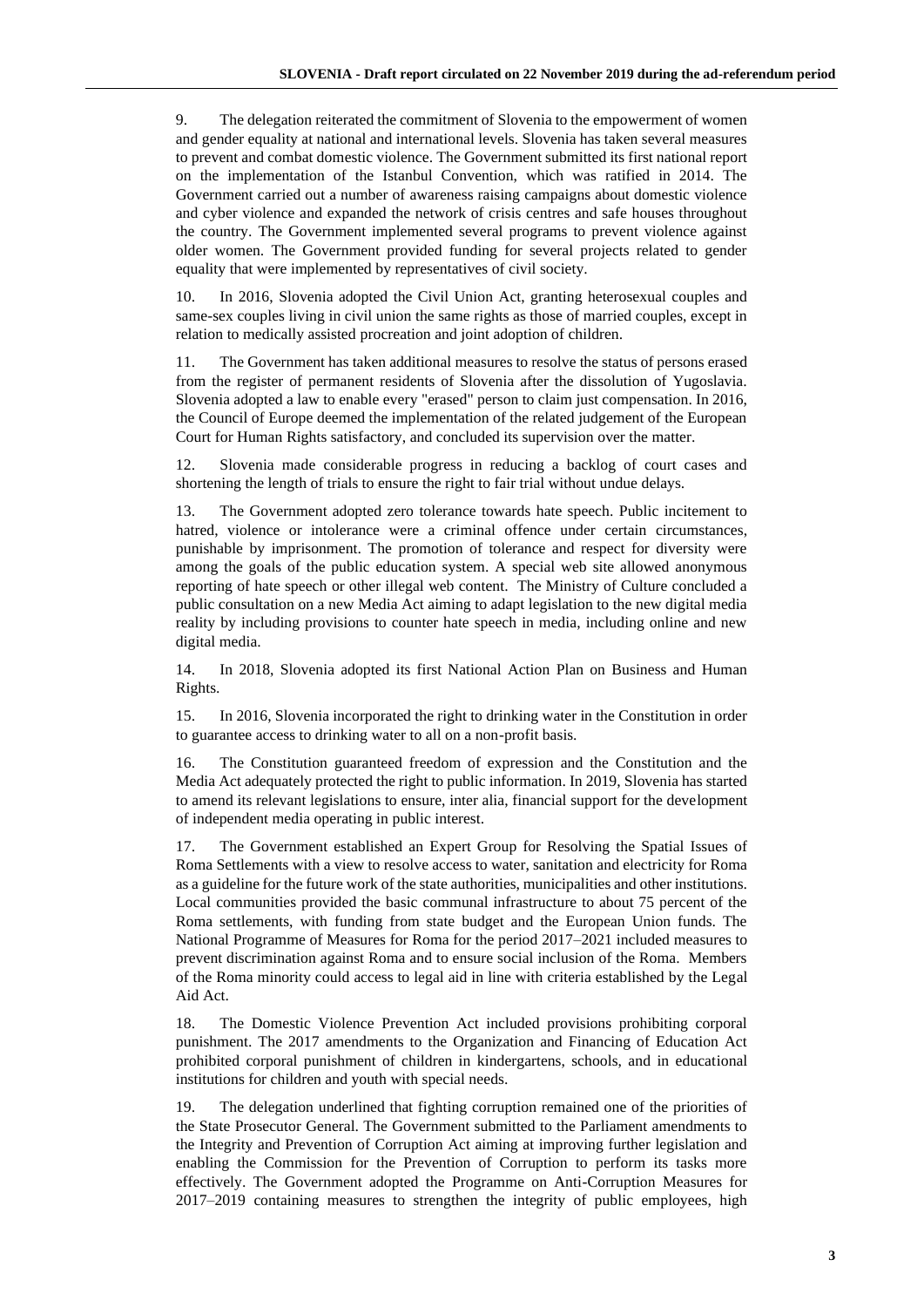9. The delegation reiterated the commitment of Slovenia to the empowerment of women and gender equality at national and international levels. Slovenia has taken several measures to prevent and combat domestic violence. The Government submitted its first national report on the implementation of the Istanbul Convention, which was ratified in 2014. The Government carried out a number of awareness raising campaigns about domestic violence and cyber violence and expanded the network of crisis centres and safe houses throughout the country. The Government implemented several programs to prevent violence against older women. The Government provided funding for several projects related to gender equality that were implemented by representatives of civil society.

10. In 2016, Slovenia adopted the Civil Union Act, granting heterosexual couples and same-sex couples living in civil union the same rights as those of married couples, except in relation to medically assisted procreation and joint adoption of children.

11. The Government has taken additional measures to resolve the status of persons erased from the register of permanent residents of Slovenia after the dissolution of Yugoslavia. Slovenia adopted a law to enable every "erased" person to claim just compensation. In 2016, the Council of Europe deemed the implementation of the related judgement of the European Court for Human Rights satisfactory, and concluded its supervision over the matter.

12. Slovenia made considerable progress in reducing a backlog of court cases and shortening the length of trials to ensure the right to fair trial without undue delays.

13. The Government adopted zero tolerance towards hate speech. Public incitement to hatred, violence or intolerance were a criminal offence under certain circumstances, punishable by imprisonment. The promotion of tolerance and respect for diversity were among the goals of the public education system. A special web site allowed anonymous reporting of hate speech or other illegal web content. The Ministry of Culture concluded a public consultation on a new Media Act aiming to adapt legislation to the new digital media reality by including provisions to counter hate speech in media, including online and new digital media.

14. In 2018, Slovenia adopted its first National Action Plan on Business and Human Rights.

15. In 2016, Slovenia incorporated the right to drinking water in the Constitution in order to guarantee access to drinking water to all on a non-profit basis.

16. The Constitution guaranteed freedom of expression and the Constitution and the Media Act adequately protected the right to public information. In 2019, Slovenia has started to amend its relevant legislations to ensure, inter alia, financial support for the development of independent media operating in public interest.

17. The Government established an Expert Group for Resolving the Spatial Issues of Roma Settlements with a view to resolve access to water, sanitation and electricity for Roma as a guideline for the future work of the state authorities, municipalities and other institutions. Local communities provided the basic communal infrastructure to about 75 percent of the Roma settlements, with funding from state budget and the European Union funds. The National Programme of Measures for Roma for the period 2017–2021 included measures to prevent discrimination against Roma and to ensure social inclusion of the Roma. Members of the Roma minority could access to legal aid in line with criteria established by the Legal Aid Act.

18. The Domestic Violence Prevention Act included provisions prohibiting corporal punishment. The 2017 amendments to the Organization and Financing of Education Act prohibited corporal punishment of children in kindergartens, schools, and in educational institutions for children and youth with special needs.

19. The delegation underlined that fighting corruption remained one of the priorities of the State Prosecutor General. The Government submitted to the Parliament amendments to the Integrity and Prevention of Corruption Act aiming at improving further legislation and enabling the Commission for the Prevention of Corruption to perform its tasks more effectively. The Government adopted the Programme on Anti-Corruption Measures for 2017–2019 containing measures to strengthen the integrity of public employees, high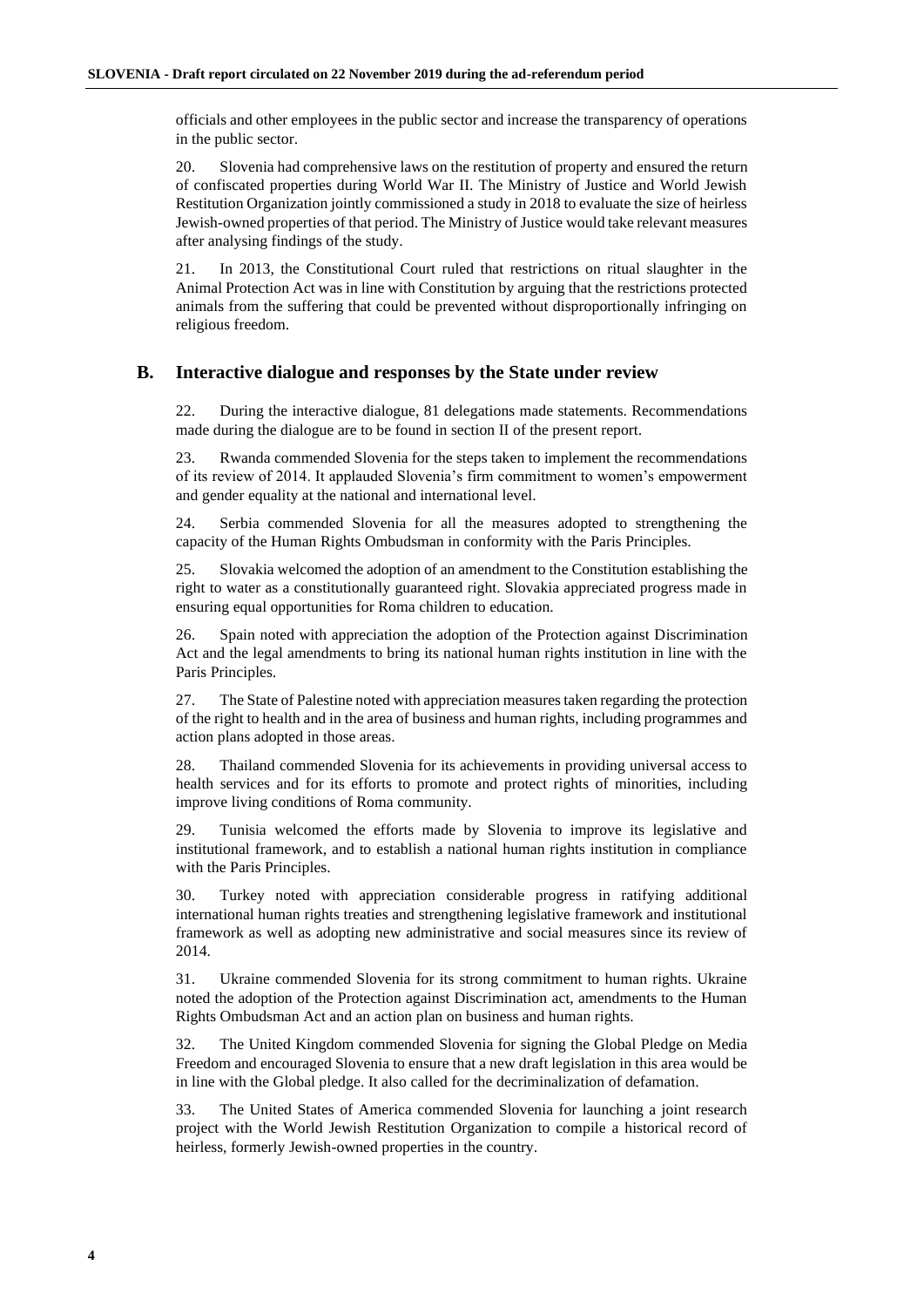officials and other employees in the public sector and increase the transparency of operations in the public sector.

20. Slovenia had comprehensive laws on the restitution of property and ensured the return of confiscated properties during World War II. The Ministry of Justice and World Jewish Restitution Organization jointly commissioned a study in 2018 to evaluate the size of heirless Jewish-owned properties of that period. The Ministry of Justice would take relevant measures after analysing findings of the study.

21. In 2013, the Constitutional Court ruled that restrictions on ritual slaughter in the Animal Protection Act was in line with Constitution by arguing that the restrictions protected animals from the suffering that could be prevented without disproportionally infringing on religious freedom.

## B. Interactive dialogue and responses by the State under review

22. During the interactive dialogue, 81 delegations made statements. Recommendations made during the dialogue are to be found in section II of the present report.

23. Rwanda commended Slovenia for the steps taken to implement the recommendations of its review of 2014. It applauded Slovenia's firm commitment to women's empowerment and gender equality at the national and international level.

24. Serbia commended Slovenia for all the measures adopted to strengthening the capacity of the Human Rights Ombudsman in conformity with the Paris Principles.

25. Slovakia welcomed the adoption of an amendment to the Constitution establishing the right to water as a constitutionally guaranteed right. Slovakia appreciated progress made in ensuring equal opportunities for Roma children to education.

26. Spain noted with appreciation the adoption of the Protection against Discrimination Act and the legal amendments to bring its national human rights institution in line with the Paris Principles.

27. The State of Palestine noted with appreciation measures taken regarding the protection of the right to health and in the area of business and human rights, including programmes and action plans adopted in those areas.

28. Thailand commended Slovenia for its achievements in providing universal access to health services and for its efforts to promote and protect rights of minorities, including improve living conditions of Roma community.

29. Tunisia welcomed the efforts made by Slovenia to improve its legislative and institutional framework, and to establish a national human rights institution in compliance with the Paris Principles.

30. Turkey noted with appreciation considerable progress in ratifying additional international human rights treaties and strengthening legislative framework and institutional framework as well as adopting new administrative and social measures since its review of 2014.

31. Ukraine commended Slovenia for its strong commitment to human rights. Ukraine noted the adoption of the Protection against Discrimination act, amendments to the Human Rights Ombudsman Act and an action plan on business and human rights.

32. The United Kingdom commended Slovenia for signing the Global Pledge on Media Freedom and encouraged Slovenia to ensure that a new draft legislation in this area would be in line with the Global pledge. It also called for the decriminalization of defamation.

33. The United States of America commended Slovenia for launching a joint research project with the World Jewish Restitution Organization to compile a historical record of heirless, formerly Jewish-owned properties in the country.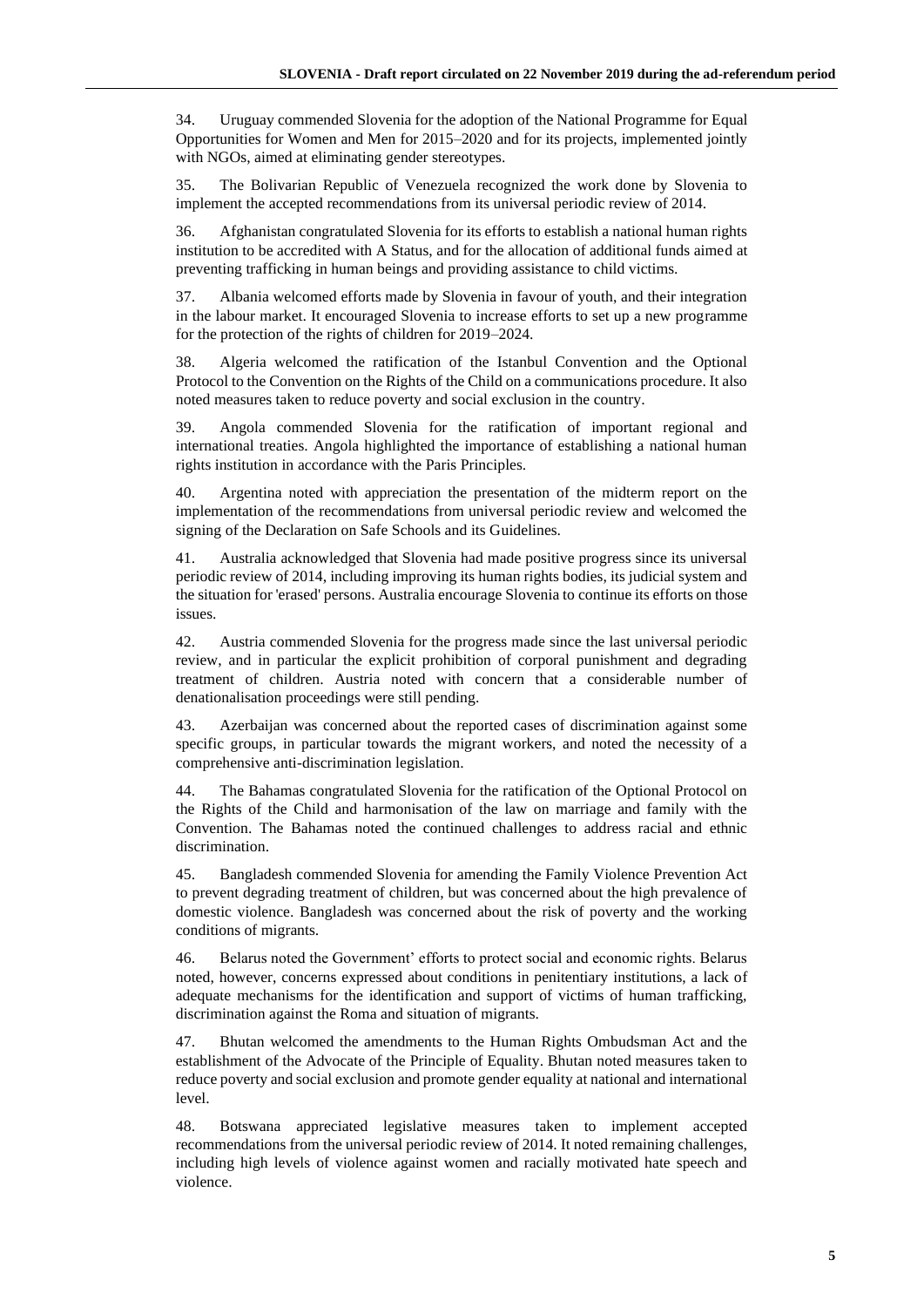34. Uruguay commended Slovenia for the adoption of the National Programme for Equal Opportunities for Women and Men for 2015–2020 and for its projects, implemented jointly with NGOs, aimed at eliminating gender stereotypes.

35. The Bolivarian Republic of Venezuela recognized the work done by Slovenia to implement the accepted recommendations from its universal periodic review of 2014.

36. Afghanistan congratulated Slovenia for its efforts to establish a national human rights institution to be accredited with A Status, and for the allocation of additional funds aimed at preventing trafficking in human beings and providing assistance to child victims.

37. Albania welcomed efforts made by Slovenia in favour of youth, and their integration in the labour market. It encouraged Slovenia to increase efforts to set up a new programme for the protection of the rights of children for 2019–2024.

38. Algeria welcomed the ratification of the Istanbul Convention and the Optional Protocol to the Convention on the Rights of the Child on a communications procedure. It also noted measures taken to reduce poverty and social exclusion in the country.

39. Angola commended Slovenia for the ratification of important regional and international treaties. Angola highlighted the importance of establishing a national human rights institution in accordance with the Paris Principles.

40. Argentina noted with appreciation the presentation of the midterm report on the implementation of the recommendations from universal periodic review and welcomed the signing of the Declaration on Safe Schools and its Guidelines.

41. Australia acknowledged that Slovenia had made positive progress since its universal periodic review of 2014, including improving its human rights bodies, its judicial system and the situation for 'erased' persons. Australia encourage Slovenia to continue its efforts on those issues.

42. Austria commended Slovenia for the progress made since the last universal periodic review, and in particular the explicit prohibition of corporal punishment and degrading treatment of children. Austria noted with concern that a considerable number of denationalisation proceedings were still pending.

43. Azerbaijan was concerned about the reported cases of discrimination against some specific groups, in particular towards the migrant workers, and noted the necessity of a comprehensive anti-discrimination legislation.

44. The Bahamas congratulated Slovenia for the ratification of the Optional Protocol on the Rights of the Child and harmonisation of the law on marriage and family with the Convention. The Bahamas noted the continued challenges to address racial and ethnic discrimination.

45. Bangladesh commended Slovenia for amending the Family Violence Prevention Act to prevent degrading treatment of children, but was concerned about the high prevalence of domestic violence. Bangladesh was concerned about the risk of poverty and the working conditions of migrants.

46. Belarus noted the Government' efforts to protect social and economic rights. Belarus noted, however, concerns expressed about conditions in penitentiary institutions, a lack of adequate mechanisms for the identification and support of victims of human trafficking, discrimination against the Roma and situation of migrants.

47. Bhutan welcomed the amendments to the Human Rights Ombudsman Act and the establishment of the Advocate of the Principle of Equality. Bhutan noted measures taken to reduce poverty and social exclusion and promote gender equality at national and international level.

48. Botswana appreciated legislative measures taken to implement accepted recommendations from the universal periodic review of 2014. It noted remaining challenges, including high levels of violence against women and racially motivated hate speech and violence.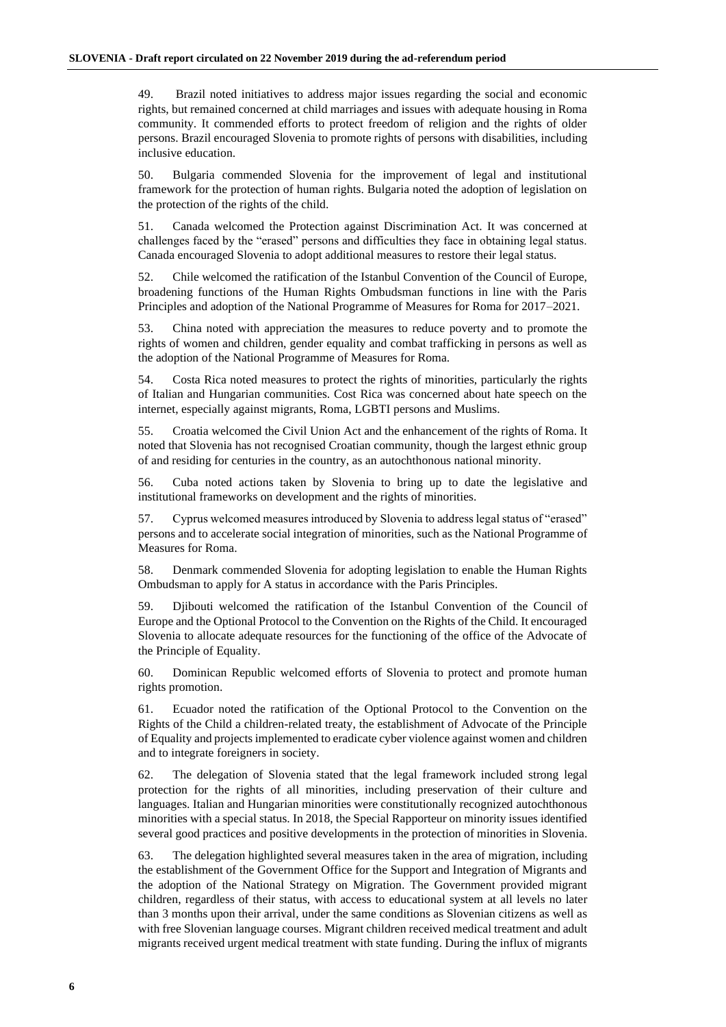49. Brazil noted initiatives to address major issues regarding the social and economic rights, but remained concerned at child marriages and issues with adequate housing in Roma community. It commended efforts to protect freedom of religion and the rights of older persons. Brazil encouraged Slovenia to promote rights of persons with disabilities, including inclusive education.

50. Bulgaria commended Slovenia for the improvement of legal and institutional framework for the protection of human rights. Bulgaria noted the adoption of legislation on the protection of the rights of the child.

51. Canada welcomed the Protection against Discrimination Act. It was concerned at challenges faced by the "erased" persons and difficulties they face in obtaining legal status. Canada encouraged Slovenia to adopt additional measures to restore their legal status.

52. Chile welcomed the ratification of the Istanbul Convention of the Council of Europe, broadening functions of the Human Rights Ombudsman functions in line with the Paris Principles and adoption of the National Programme of Measures for Roma for 2017–2021.

53. China noted with appreciation the measures to reduce poverty and to promote the rights of women and children, gender equality and combat trafficking in persons as well as the adoption of the National Programme of Measures for Roma.

54. Costa Rica noted measures to protect the rights of minorities, particularly the rights of Italian and Hungarian communities. Cost Rica was concerned about hate speech on the internet, especially against migrants, Roma, LGBTI persons and Muslims.

55. Croatia welcomed the Civil Union Act and the enhancement of the rights of Roma. It noted that Slovenia has not recognised Croatian community, though the largest ethnic group of and residing for centuries in the country, as an autochthonous national minority.

56. Cuba noted actions taken by Slovenia to bring up to date the legislative and institutional frameworks on development and the rights of minorities.

57. Cyprus welcomed measures introduced by Slovenia to address legal status of "erased" persons and to accelerate social integration of minorities, such as the National Programme of Measures for Roma.

58. Denmark commended Slovenia for adopting legislation to enable the Human Rights Ombudsman to apply for A status in accordance with the Paris Principles.

59. Djibouti welcomed the ratification of the Istanbul Convention of the Council of Europe and the Optional Protocol to the Convention on the Rights of the Child. It encouraged Slovenia to allocate adequate resources for the functioning of the office of the Advocate of the Principle of Equality.

60. Dominican Republic welcomed efforts of Slovenia to protect and promote human rights promotion.

61. Ecuador noted the ratification of the Optional Protocol to the Convention on the Rights of the Child a children-related treaty, the establishment of Advocate of the Principle of Equality and projects implemented to eradicate cyber violence against women and children and to integrate foreigners in society.

62. The delegation of Slovenia stated that the legal framework included strong legal protection for the rights of all minorities, including preservation of their culture and languages. Italian and Hungarian minorities were constitutionally recognized autochthonous minorities with a special status. In 2018, the Special Rapporteur on minority issues identified several good practices and positive developments in the protection of minorities in Slovenia.

63. The delegation highlighted several measures taken in the area of migration, including the establishment of the Government Office for the Support and Integration of Migrants and the adoption of the National Strategy on Migration. The Government provided migrant children, regardless of their status, with access to educational system at all levels no later than 3 months upon their arrival, under the same conditions as Slovenian citizens as well as with free Slovenian language courses. Migrant children received medical treatment and adult migrants received urgent medical treatment with state funding. During the influx of migrants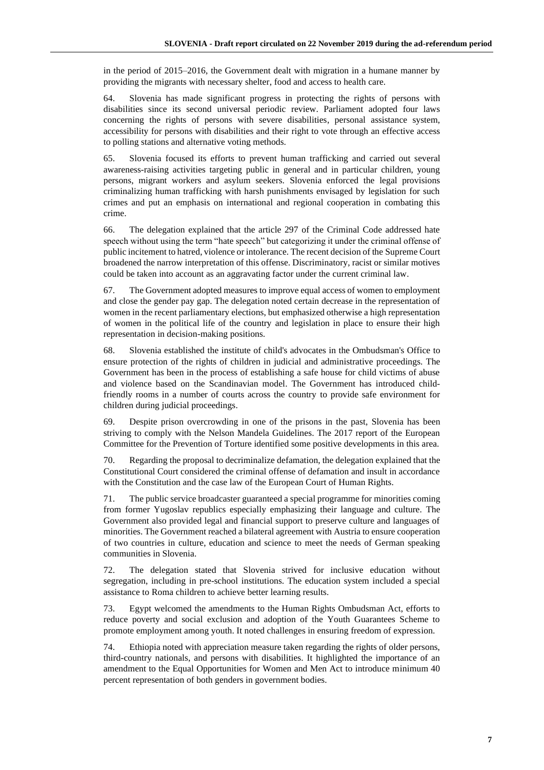in the period of 2015–2016, the Government dealt with migration in a humane manner by providing the migrants with necessary shelter, food and access to health care.

64. Slovenia has made significant progress in protecting the rights of persons with disabilities since its second universal periodic review. Parliament adopted four laws concerning the rights of persons with severe disabilities, personal assistance system, accessibility for persons with disabilities and their right to vote through an effective access to polling stations and alternative voting methods.

65. Slovenia focused its efforts to prevent human trafficking and carried out several awareness-raising activities targeting public in general and in particular children, young persons, migrant workers and asylum seekers. Slovenia enforced the legal provisions criminalizing human trafficking with harsh punishments envisaged by legislation for such crimes and put an emphasis on international and regional cooperation in combating this crime.

66. The delegation explained that the article 297 of the Criminal Code addressed hate speech without using the term "hate speech" but categorizing it under the criminal offense of public incitement to hatred, violence or intolerance. The recent decision of the Supreme Court broadened the narrow interpretation of this offense. Discriminatory, racist or similar motives could be taken into account as an aggravating factor under the current criminal law.

67. The Government adopted measures to improve equal access of women to employment and close the gender pay gap. The delegation noted certain decrease in the representation of women in the recent parliamentary elections, but emphasized otherwise a high representation of women in the political life of the country and legislation in place to ensure their high representation in decision-making positions.

68. Slovenia established the institute of child's advocates in the Ombudsman's Office to ensure protection of the rights of children in judicial and administrative proceedings. The Government has been in the process of establishing a safe house for child victims of abuse and violence based on the Scandinavian model. The Government has introduced child-friendly rooms in a number of courts across the country to provide safe environment for children during judicial proceedings.

69. Despite prison overcrowding in one of the prisons in the past, Slovenia has been striving to comply with the Nelson Mandela Guidelines. The 2017 report of the European Committee for the Prevention of Torture identified some positive developments in this area.

70. Regarding the proposal to decriminalize defamation, the delegation explained that the Constitutional Court considered the criminal offense of defamation and insult in accordance with the Constitution and the case law of the European Court of Human Rights.

71. The public service broadcaster guaranteed a special programme for minorities coming from former Yugoslav republics especially emphasizing their language and culture. The Government also provided legal and financial support to preserve culture and languages of minorities. The Government reached a bilateral agreement with Austria to ensure cooperation of two countries in culture, education and science to meet the needs of German speaking communities in Slovenia.

72. The delegation stated that Slovenia strived for inclusive education without segregation, including in pre-school institutions. The education system included a special assistance to Roma children to achieve better learning results.

73. Egypt welcomed the amendments to the Human Rights Ombudsman Act, efforts to reduce poverty and social exclusion and adoption of the Youth Guarantees Scheme to promote employment among youth. It noted challenges in ensuring freedom of expression.

74. Ethiopia noted with appreciation measure taken regarding the rights of older persons, third-country nationals, and persons with disabilities. It highlighted the importance of an amendment to the Equal Opportunities for Women and Men Act to introduce minimum 40 percent representation of both genders in government bodies.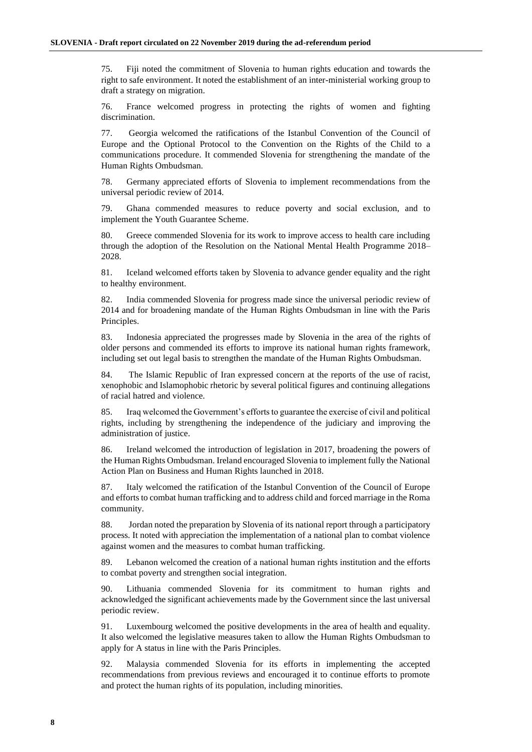75. Fiji noted the commitment of Slovenia to human rights education and towards the right to safe environment. It noted the establishment of an inter-ministerial working group to draft a strategy on migration.

76. France welcomed progress in protecting the rights of women and fighting discrimination.

77. Georgia welcomed the ratifications of the Istanbul Convention of the Council of Europe and the Optional Protocol to the Convention on the Rights of the Child to a communications procedure. It commended Slovenia for strengthening the mandate of the Human Rights Ombudsman.

78. Germany appreciated efforts of Slovenia to implement recommendations from the universal periodic review of 2014.

79. Ghana commended measures to reduce poverty and social exclusion, and to implement the Youth Guarantee Scheme.

80. Greece commended Slovenia for its work to improve access to health care including through the adoption of the Resolution on the National Mental Health Programme 2018–2028.

81. Iceland welcomed efforts taken by Slovenia to advance gender equality and the right to healthy environment.

82. India commended Slovenia for progress made since the universal periodic review of 2014 and for broadening mandate of the Human Rights Ombudsman in line with the Paris Principles.

83. Indonesia appreciated the progresses made by Slovenia in the area of the rights of older persons and commended its efforts to improve its national human rights framework, including set out legal basis to strengthen the mandate of the Human Rights Ombudsman.

84. The Islamic Republic of Iran expressed concern at the reports of the use of racist, xenophobic and Islamophobic rhetoric by several political figures and continuing allegations of racial hatred and violence.

85. Iraq welcomed the Government's efforts to guarantee the exercise of civil and political rights, including by strengthening the independence of the judiciary and improving the administration of justice.

86. Ireland welcomed the introduction of legislation in 2017, broadening the powers of the Human Rights Ombudsman. Ireland encouraged Slovenia to implement fully the National Action Plan on Business and Human Rights launched in 2018.

87. Italy welcomed the ratification of the Istanbul Convention of the Council of Europe and efforts to combat human trafficking and to address child and forced marriage in the Roma community.

88. Jordan noted the preparation by Slovenia of its national report through a participatory process. It noted with appreciation the implementation of a national plan to combat violence against women and the measures to combat human trafficking.

89. Lebanon welcomed the creation of a national human rights institution and the efforts to combat poverty and strengthen social integration.

90. Lithuania commended Slovenia for its commitment to human rights and acknowledged the significant achievements made by the Government since the last universal periodic review.

91. Luxembourg welcomed the positive developments in the area of health and equality. It also welcomed the legislative measures taken to allow the Human Rights Ombudsman to apply for A status in line with the Paris Principles.

92. Malaysia commended Slovenia for its efforts in implementing the accepted recommendations from previous reviews and encouraged it to continue efforts to promote and protect the human rights of its population, including minorities.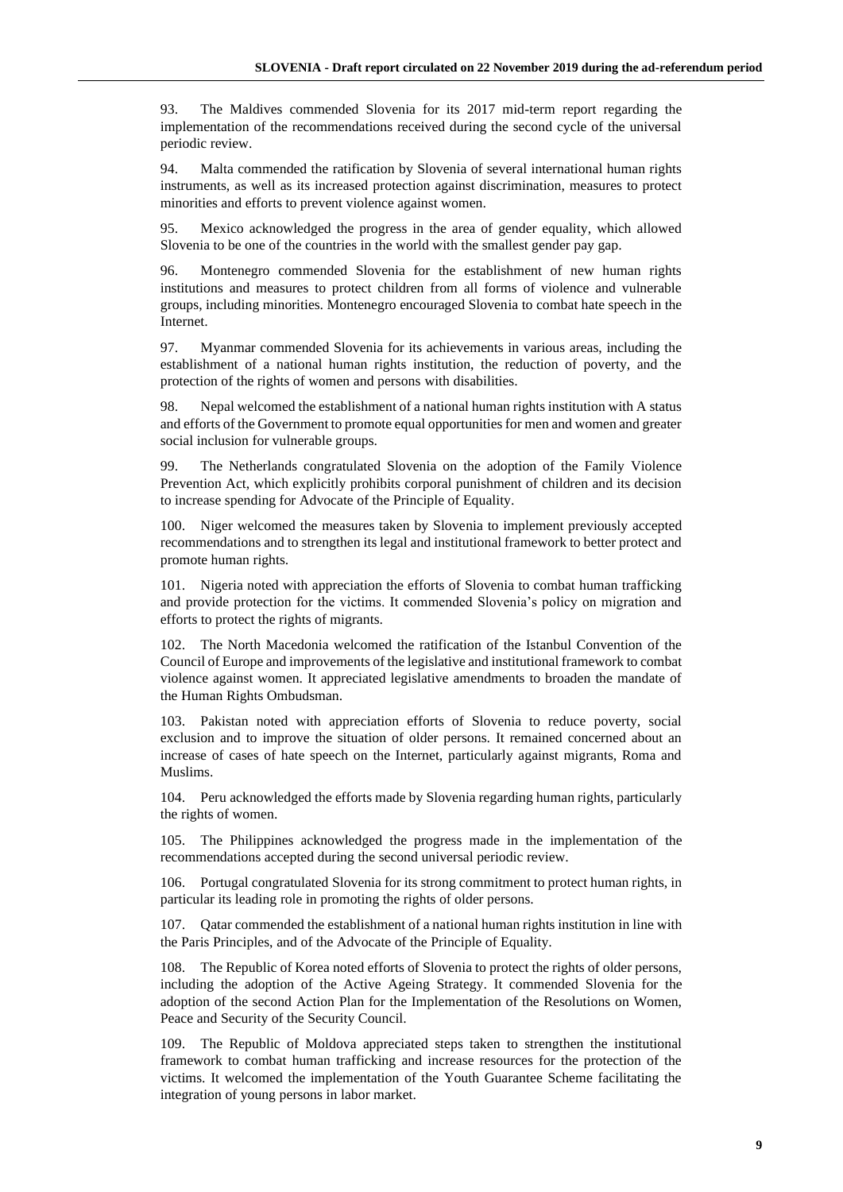93. The Maldives commended Slovenia for its 2017 mid-term report regarding the implementation of the recommendations received during the second cycle of the universal periodic review.

94. Malta commended the ratification by Slovenia of several international human rights instruments, as well as its increased protection against discrimination, measures to protect minorities and efforts to prevent violence against women.

95. Mexico acknowledged the progress in the area of gender equality, which allowed Slovenia to be one of the countries in the world with the smallest gender pay gap.

96. Montenegro commended Slovenia for the establishment of new human rights institutions and measures to protect children from all forms of violence and vulnerable groups, including minorities. Montenegro encouraged Slovenia to combat hate speech in the Internet.

97. Myanmar commended Slovenia for its achievements in various areas, including the establishment of a national human rights institution, the reduction of poverty, and the protection of the rights of women and persons with disabilities.

98. Nepal welcomed the establishment of a national human rights institution with A status and efforts of the Government to promote equal opportunities for men and women and greater social inclusion for vulnerable groups.

99. The Netherlands congratulated Slovenia on the adoption of the Family Violence Prevention Act, which explicitly prohibits corporal punishment of children and its decision to increase spending for Advocate of the Principle of Equality.

100. Niger welcomed the measures taken by Slovenia to implement previously accepted recommendations and to strengthen its legal and institutional framework to better protect and promote human rights.

101. Nigeria noted with appreciation the efforts of Slovenia to combat human trafficking and provide protection for the victims. It commended Slovenia's policy on migration and efforts to protect the rights of migrants.

102. The North Macedonia welcomed the ratification of the Istanbul Convention of the Council of Europe and improvements of the legislative and institutional framework to combat violence against women. It appreciated legislative amendments to broaden the mandate of the Human Rights Ombudsman.

103. Pakistan noted with appreciation efforts of Slovenia to reduce poverty, social exclusion and to improve the situation of older persons. It remained concerned about an increase of cases of hate speech on the Internet, particularly against migrants, Roma and Muslims.

104. Peru acknowledged the efforts made by Slovenia regarding human rights, particularly the rights of women.

105. The Philippines acknowledged the progress made in the implementation of the recommendations accepted during the second universal periodic review.

106. Portugal congratulated Slovenia for its strong commitment to protect human rights, in particular its leading role in promoting the rights of older persons.

107. Qatar commended the establishment of a national human rights institution in line with the Paris Principles, and of the Advocate of the Principle of Equality.

108. The Republic of Korea noted efforts of Slovenia to protect the rights of older persons, including the adoption of the Active Ageing Strategy. It commended Slovenia for the adoption of the second Action Plan for the Implementation of the Resolutions on Women, Peace and Security of the Security Council.

109. The Republic of Moldova appreciated steps taken to strengthen the institutional framework to combat human trafficking and increase resources for the protection of the victims. It welcomed the implementation of the Youth Guarantee Scheme facilitating the integration of young persons in labor market.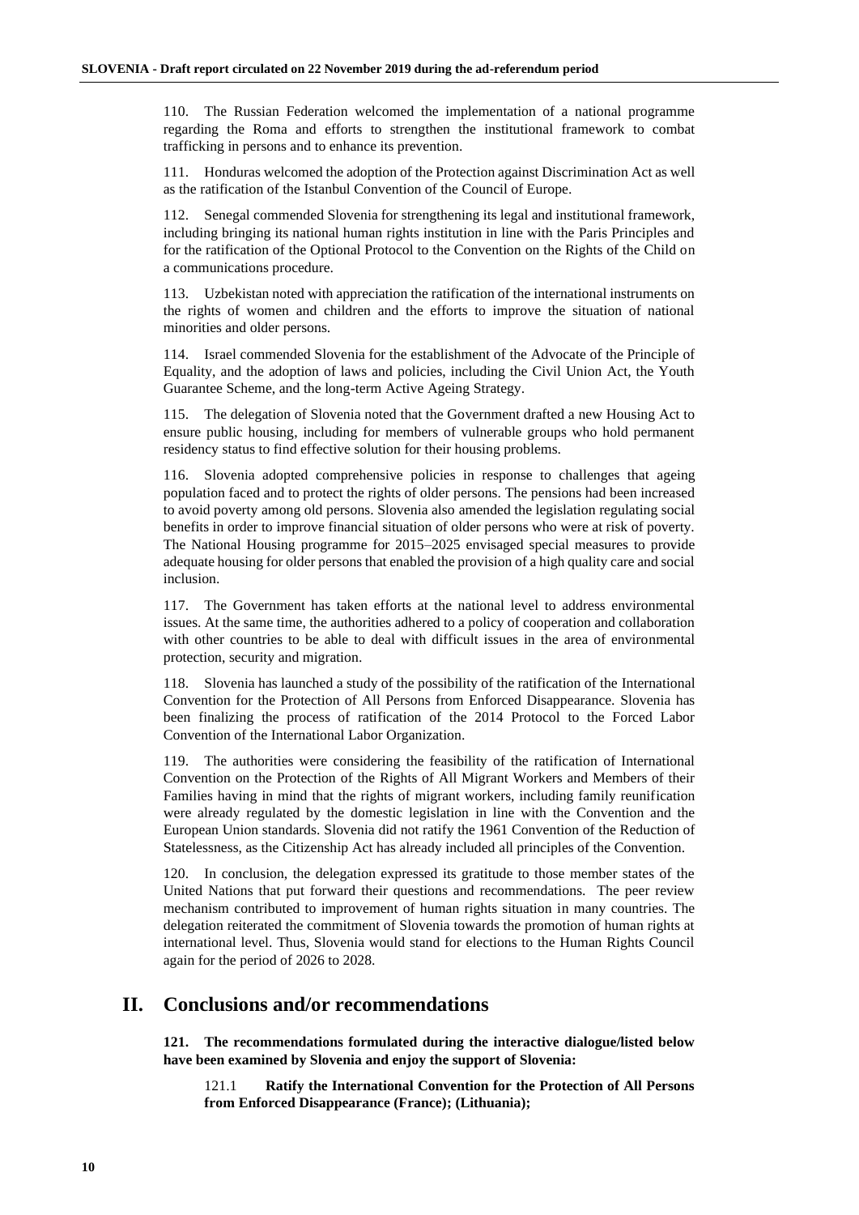110. The Russian Federation welcomed the implementation of a national programme regarding the Roma and efforts to strengthen the institutional framework to combat trafficking in persons and to enhance its prevention.

111. Honduras welcomed the adoption of the Protection against Discrimination Act as well as the ratification of the Istanbul Convention of the Council of Europe.

112. Senegal commended Slovenia for strengthening its legal and institutional framework, including bringing its national human rights institution in line with the Paris Principles and for the ratification of the Optional Protocol to the Convention on the Rights of the Child on a communications procedure.

113. Uzbekistan noted with appreciation the ratification of the international instruments on the rights of women and children and the efforts to improve the situation of national minorities and older persons.

114. Israel commended Slovenia for the establishment of the Advocate of the Principle of Equality, and the adoption of laws and policies, including the Civil Union Act, the Youth Guarantee Scheme, and the long-term Active Ageing Strategy.

115. The delegation of Slovenia noted that the Government drafted a new Housing Act to ensure public housing, including for members of vulnerable groups who hold permanent residency status to find effective solution for their housing problems.

116. Slovenia adopted comprehensive policies in response to challenges that ageing population faced and to protect the rights of older persons. The pensions had been increased to avoid poverty among old persons. Slovenia also amended the legislation regulating social benefits in order to improve financial situation of older persons who were at risk of poverty. The National Housing programme for 2015–2025 envisaged special measures to provide adequate housing for older persons that enabled the provision of a high quality care and social inclusion.

117. The Government has taken efforts at the national level to address environmental issues. At the same time, the authorities adhered to a policy of cooperation and collaboration with other countries to be able to deal with difficult issues in the area of environmental protection, security and migration.

118. Slovenia has launched a study of the possibility of the ratification of the International Convention for the Protection of All Persons from Enforced Disappearance. Slovenia has been finalizing the process of ratification of the 2014 Protocol to the Forced Labor Convention of the International Labor Organization.

119. The authorities were considering the feasibility of the ratification of International Convention on the Protection of the Rights of All Migrant Workers and Members of their Families having in mind that the rights of migrant workers, including family reunification were already regulated by the domestic legislation in line with the Convention and the European Union standards. Slovenia did not ratify the 1961 Convention of the Reduction of Statelessness, as the Citizenship Act has already included all principles of the Convention.

120. In conclusion, the delegation expressed its gratitude to those member states of the United Nations that put forward their questions and recommendations. The peer review mechanism contributed to improvement of human rights situation in many countries. The delegation reiterated the commitment of Slovenia towards the promotion of human rights at international level. Thus, Slovenia would stand for elections to the Human Rights Council again for the period of 2026 to 2028.

## II. Conclusions and/or recommendations

**121. The recommendations formulated during the interactive dialogue/listed below have been examined by Slovenia and enjoy the support of Slovenia:**

121.1 **Ratify the International Convention for the Protection of All Persons from Enforced Disappearance (France); (Lithuania);**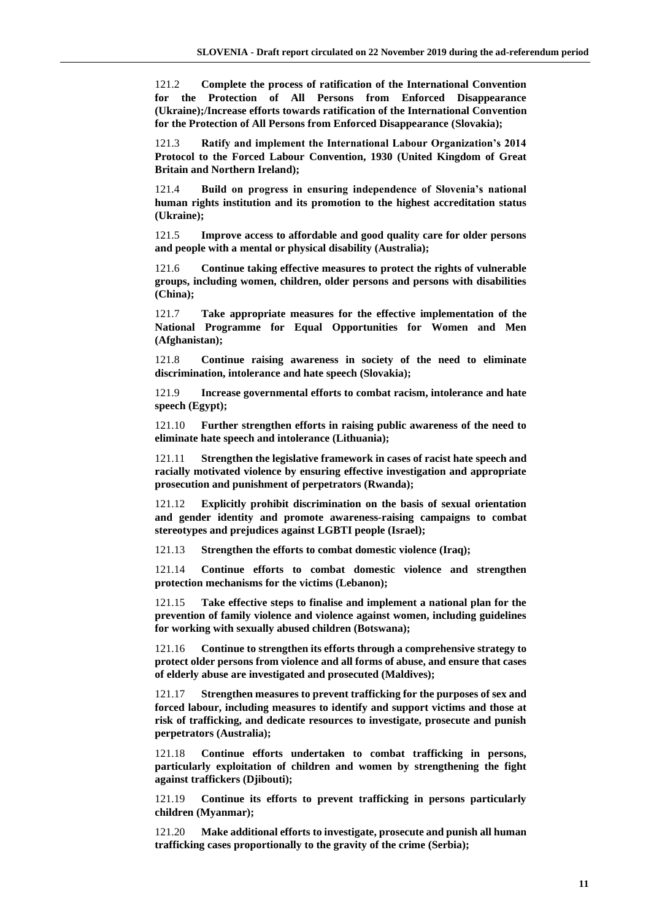121.2 **Complete the process of ratification of the International Convention for the Protection of All Persons from Enforced Disappearance (Ukraine);/Increase efforts towards ratification of the International Convention for the Protection of All Persons from Enforced Disappearance (Slovakia);**

121.3 **Ratify and implement the International Labour Organization's 2014 Protocol to the Forced Labour Convention, 1930 (United Kingdom of Great Britain and Northern Ireland);**

121.4 **Build on progress in ensuring independence of Slovenia's national human rights institution and its promotion to the highest accreditation status (Ukraine);**

121.5 **Improve access to affordable and good quality care for older persons and people with a mental or physical disability (Australia);**

121.6 **Continue taking effective measures to protect the rights of vulnerable groups, including women, children, older persons and persons with disabilities (China);**

121.7 **Take appropriate measures for the effective implementation of the National Programme for Equal Opportunities for Women and Men (Afghanistan);**

121.8 **Continue raising awareness in society of the need to eliminate discrimination, intolerance and hate speech (Slovakia);**

121.9 **Increase governmental efforts to combat racism, intolerance and hate speech (Egypt);**

121.10 **Further strengthen efforts in raising public awareness of the need to eliminate hate speech and intolerance (Lithuania);**

121.11 **Strengthen the legislative framework in cases of racist hate speech and racially motivated violence by ensuring effective investigation and appropriate prosecution and punishment of perpetrators (Rwanda);**

121.12 **Explicitly prohibit discrimination on the basis of sexual orientation and gender identity and promote awareness-raising campaigns to combat stereotypes and prejudices against LGBTI people (Israel);**

121.13 **Strengthen the efforts to combat domestic violence (Iraq);**

121.14 **Continue efforts to combat domestic violence and strengthen protection mechanisms for the victims (Lebanon);**

121.15 **Take effective steps to finalise and implement a national plan for the prevention of family violence and violence against women, including guidelines for working with sexually abused children (Botswana);**

121.16 **Continue to strengthen its efforts through a comprehensive strategy to protect older persons from violence and all forms of abuse, and ensure that cases of elderly abuse are investigated and prosecuted (Maldives);**

121.17 **Strengthen measures to prevent trafficking for the purposes of sex and forced labour, including measures to identify and support victims and those at risk of trafficking, and dedicate resources to investigate, prosecute and punish perpetrators (Australia);**

121.18 **Continue efforts undertaken to combat trafficking in persons, particularly exploitation of children and women by strengthening the fight against traffickers (Djibouti);**

121.19 **Continue its efforts to prevent trafficking in persons particularly children (Myanmar);**

121.20 **Make additional efforts to investigate, prosecute and punish all human trafficking cases proportionally to the gravity of the crime (Serbia);**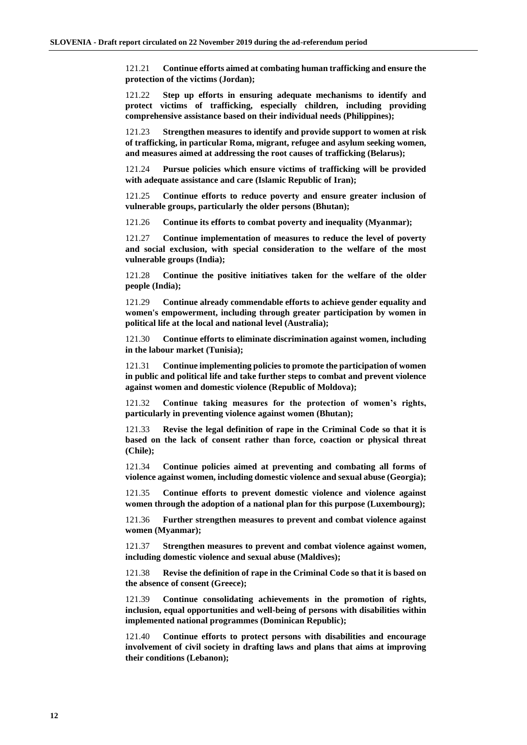121.21 **Continue efforts aimed at combating human trafficking and ensure the protection of the victims (Jordan);**

121.22 **Step up efforts in ensuring adequate mechanisms to identify and protect victims of trafficking, especially children, including providing comprehensive assistance based on their individual needs (Philippines);**

121.23 **Strengthen measures to identify and provide support to women at risk of trafficking, in particular Roma, migrant, refugee and asylum seeking women, and measures aimed at addressing the root causes of trafficking (Belarus);**

121.24 **Pursue policies which ensure victims of trafficking will be provided with adequate assistance and care (Islamic Republic of Iran);**

121.25 **Continue efforts to reduce poverty and ensure greater inclusion of vulnerable groups, particularly the older persons (Bhutan);**

121.26 **Continue its efforts to combat poverty and inequality (Myanmar);**

121.27 **Continue implementation of measures to reduce the level of poverty and social exclusion, with special consideration to the welfare of the most vulnerable groups (India);**

121.28 **Continue the positive initiatives taken for the welfare of the older people (India);**

121.29 **Continue already commendable efforts to achieve gender equality and women's empowerment, including through greater participation by women in political life at the local and national level (Australia);**

121.30 **Continue efforts to eliminate discrimination against women, including in the labour market (Tunisia);**

121.31 **Continue implementing policies to promote the participation of women in public and political life and take further steps to combat and prevent violence against women and domestic violence (Republic of Moldova);**

121.32 **Continue taking measures for the protection of women's rights, particularly in preventing violence against women (Bhutan);**

121.33 **Revise the legal definition of rape in the Criminal Code so that it is based on the lack of consent rather than force, coaction or physical threat (Chile);**

121.34 **Continue policies aimed at preventing and combating all forms of violence against women, including domestic violence and sexual abuse (Georgia);**

121.35 **Continue efforts to prevent domestic violence and violence against women through the adoption of a national plan for this purpose (Luxembourg);**

121.36 **Further strengthen measures to prevent and combat violence against women (Myanmar);**

121.37 **Strengthen measures to prevent and combat violence against women, including domestic violence and sexual abuse (Maldives);**

121.38 **Revise the definition of rape in the Criminal Code so that it is based on the absence of consent (Greece);**

121.39 **Continue consolidating achievements in the promotion of rights, inclusion, equal opportunities and well-being of persons with disabilities within implemented national programmes (Dominican Republic);**

121.40 **Continue efforts to protect persons with disabilities and encourage involvement of civil society in drafting laws and plans that aims at improving their conditions (Lebanon);**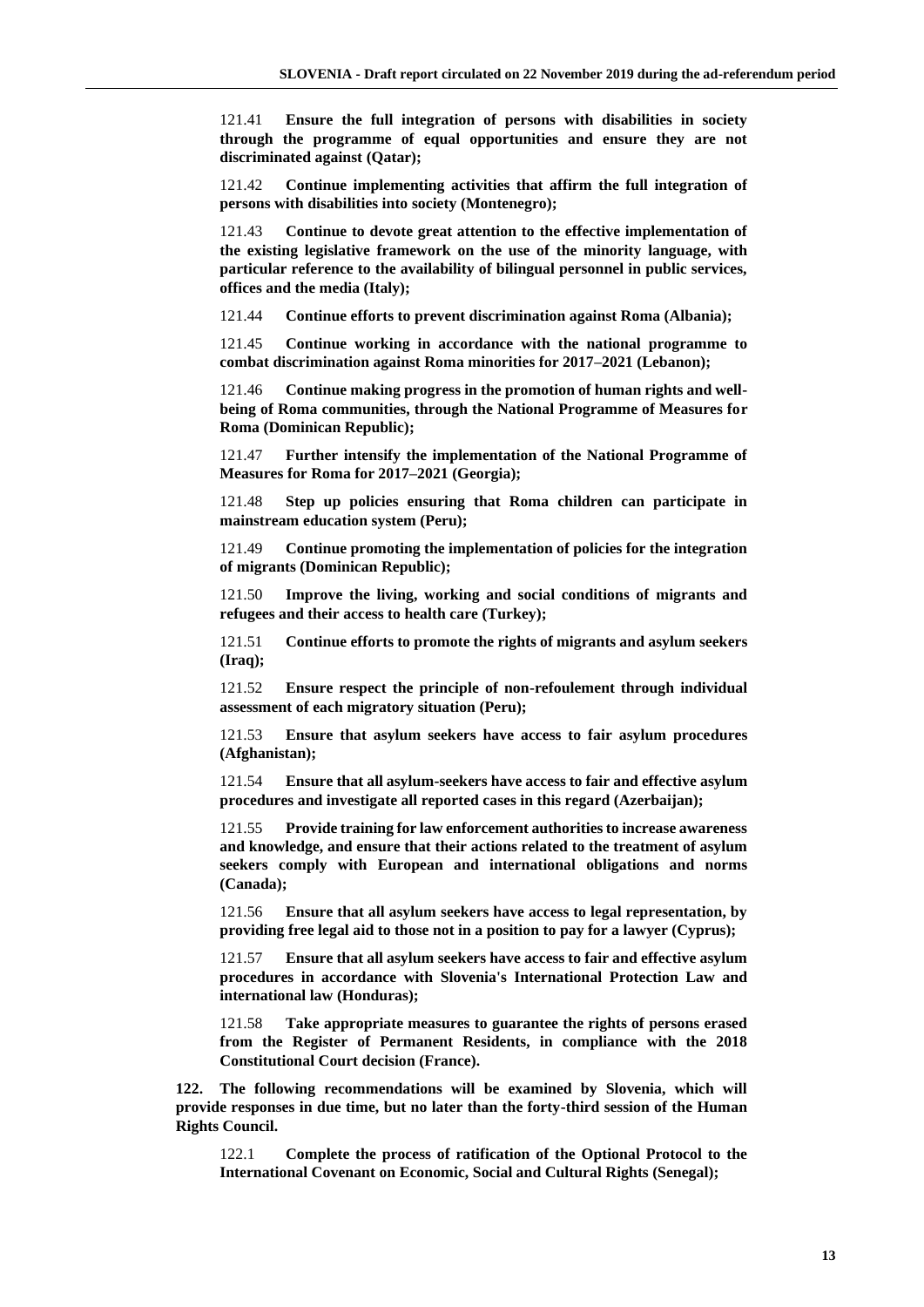121.41 **Ensure the full integration of persons with disabilities in society through the programme of equal opportunities and ensure they are not discriminated against (Qatar);**

121.42 **Continue implementing activities that affirm the full integration of persons with disabilities into society (Montenegro);**

121.43 **Continue to devote great attention to the effective implementation of the existing legislative framework on the use of the minority language, with particular reference to the availability of bilingual personnel in public services, offices and the media (Italy);**

121.44 **Continue efforts to prevent discrimination against Roma (Albania);**

121.45 **Continue working in accordance with the national programme to combat discrimination against Roma minorities for 2017–2021 (Lebanon);**

121.46 **Continue making progress in the promotion of human rights and well-being of Roma communities, through the National Programme of Measures for Roma (Dominican Republic);**

121.47 **Further intensify the implementation of the National Programme of Measures for Roma for 2017–2021 (Georgia);**

121.48 **Step up policies ensuring that Roma children can participate in mainstream education system (Peru);**

121.49 **Continue promoting the implementation of policies for the integration of migrants (Dominican Republic);**

121.50 **Improve the living, working and social conditions of migrants and refugees and their access to health care (Turkey);**

121.51 **Continue efforts to promote the rights of migrants and asylum seekers (Iraq);**

121.52 **Ensure respect the principle of non-refoulement through individual assessment of each migratory situation (Peru);**

121.53 **Ensure that asylum seekers have access to fair asylum procedures (Afghanistan);**

121.54 **Ensure that all asylum-seekers have access to fair and effective asylum procedures and investigate all reported cases in this regard (Azerbaijan);**

121.55 **Provide training for law enforcement authorities to increase awareness and knowledge, and ensure that their actions related to the treatment of asylum seekers comply with European and international obligations and norms (Canada);**

121.56 **Ensure that all asylum seekers have access to legal representation, by providing free legal aid to those not in a position to pay for a lawyer (Cyprus);**

121.57 **Ensure that all asylum seekers have access to fair and effective asylum procedures in accordance with Slovenia's International Protection Law and international law (Honduras);**

121.58 **Take appropriate measures to guarantee the rights of persons erased from the Register of Permanent Residents, in compliance with the 2018 Constitutional Court decision (France).**

**122. The following recommendations will be examined by Slovenia, which will provide responses in due time, but no later than the forty-third session of the Human Rights Council.**

122.1 **Complete the process of ratification of the Optional Protocol to the International Covenant on Economic, Social and Cultural Rights (Senegal);**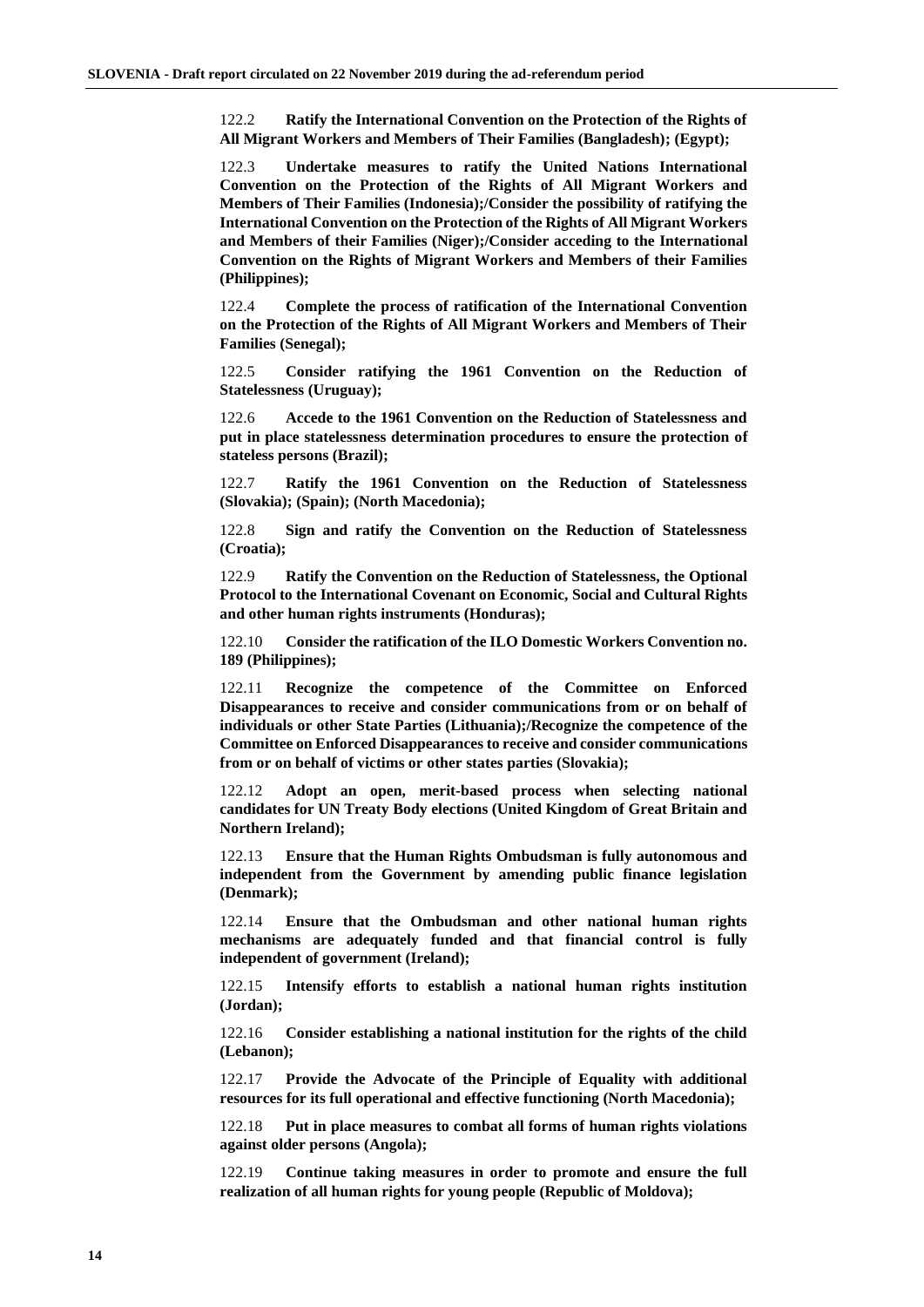122.2 **Ratify the International Convention on the Protection of the Rights of All Migrant Workers and Members of Their Families (Bangladesh); (Egypt);**

122.3 **Undertake measures to ratify the United Nations International Convention on the Protection of the Rights of All Migrant Workers and Members of Their Families (Indonesia);/Consider the possibility of ratifying the International Convention on the Protection of the Rights of All Migrant Workers and Members of their Families (Niger);/Consider acceding to the International Convention on the Rights of Migrant Workers and Members of their Families (Philippines);**

122.4 **Complete the process of ratification of the International Convention on the Protection of the Rights of All Migrant Workers and Members of Their Families (Senegal);**

122.5 **Consider ratifying the 1961 Convention on the Reduction of Statelessness (Uruguay);**

122.6 **Accede to the 1961 Convention on the Reduction of Statelessness and put in place statelessness determination procedures to ensure the protection of stateless persons (Brazil);**

122.7 **Ratify the 1961 Convention on the Reduction of Statelessness (Slovakia); (Spain); (North Macedonia);**

122.8 **Sign and ratify the Convention on the Reduction of Statelessness (Croatia);**

122.9 **Ratify the Convention on the Reduction of Statelessness, the Optional Protocol to the International Covenant on Economic, Social and Cultural Rights and other human rights instruments (Honduras);**

122.10 **Consider the ratification of the ILO Domestic Workers Convention no. 189 (Philippines);**

122.11 **Recognize the competence of the Committee on Enforced Disappearances to receive and consider communications from or on behalf of individuals or other State Parties (Lithuania);/Recognize the competence of the Committee on Enforced Disappearances to receive and consider communications from or on behalf of victims or other states parties (Slovakia);**

122.12 **Adopt an open, merit-based process when selecting national candidates for UN Treaty Body elections (United Kingdom of Great Britain and Northern Ireland);**

122.13 **Ensure that the Human Rights Ombudsman is fully autonomous and independent from the Government by amending public finance legislation (Denmark);**

122.14 **Ensure that the Ombudsman and other national human rights mechanisms are adequately funded and that financial control is fully independent of government (Ireland);**

122.15 **Intensify efforts to establish a national human rights institution (Jordan);**

122.16 **Consider establishing a national institution for the rights of the child (Lebanon);**

122.17 **Provide the Advocate of the Principle of Equality with additional resources for its full operational and effective functioning (North Macedonia);**

122.18 **Put in place measures to combat all forms of human rights violations against older persons (Angola);**

122.19 **Continue taking measures in order to promote and ensure the full realization of all human rights for young people (Republic of Moldova);**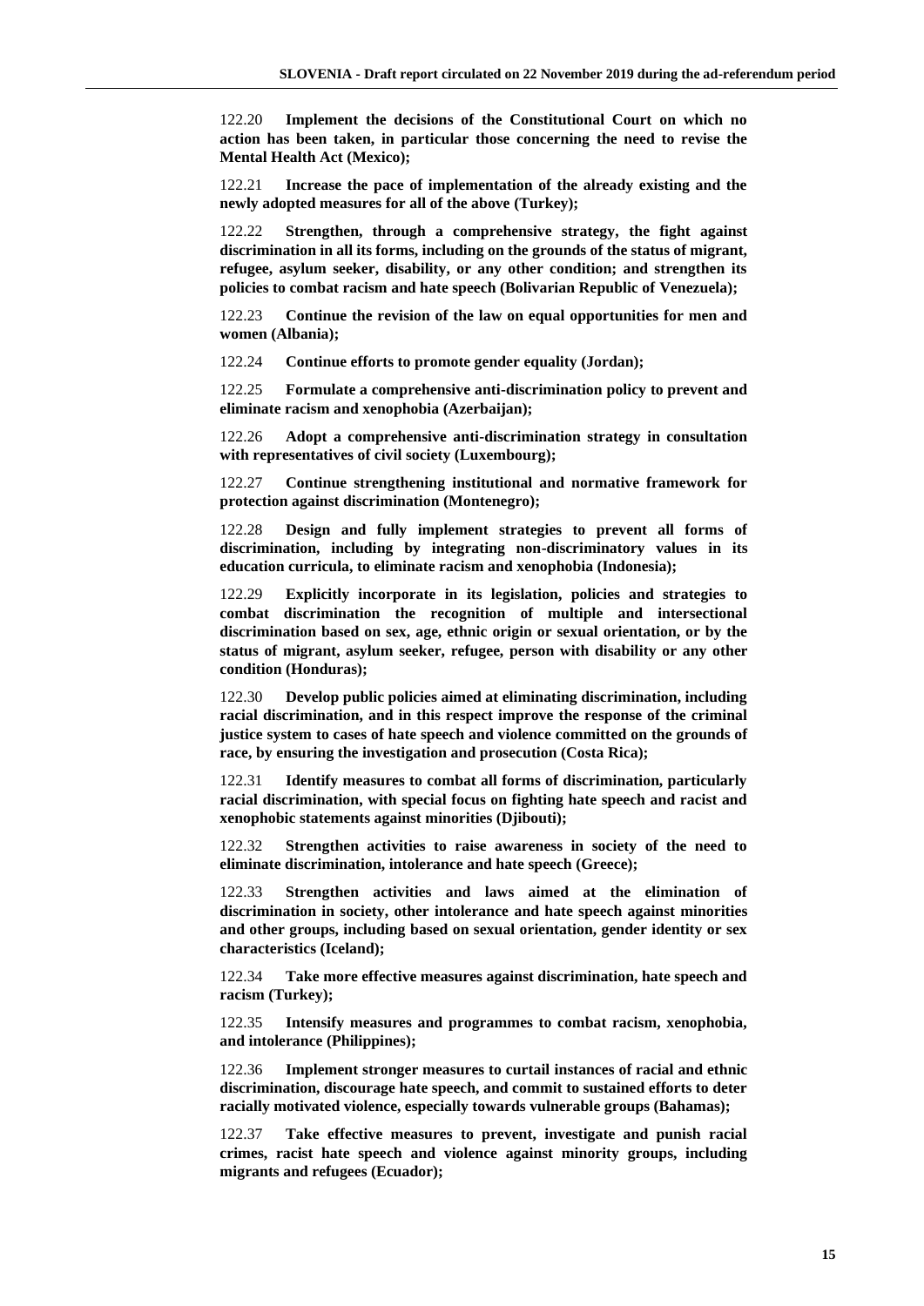122.20 **Implement the decisions of the Constitutional Court on which no action has been taken, in particular those concerning the need to revise the Mental Health Act (Mexico);**

122.21 **Increase the pace of implementation of the already existing and the newly adopted measures for all of the above (Turkey);**

122.22 **Strengthen, through a comprehensive strategy, the fight against discrimination in all its forms, including on the grounds of the status of migrant, refugee, asylum seeker, disability, or any other condition; and strengthen its policies to combat racism and hate speech (Bolivarian Republic of Venezuela);**

122.23 **Continue the revision of the law on equal opportunities for men and women (Albania);**

122.24 **Continue efforts to promote gender equality (Jordan);**

122.25 **Formulate a comprehensive anti-discrimination policy to prevent and eliminate racism and xenophobia (Azerbaijan);**

122.26 **Adopt a comprehensive anti-discrimination strategy in consultation with representatives of civil society (Luxembourg);**

122.27 **Continue strengthening institutional and normative framework for protection against discrimination (Montenegro);**

122.28 **Design and fully implement strategies to prevent all forms of discrimination, including by integrating non-discriminatory values in its education curricula, to eliminate racism and xenophobia (Indonesia);**

122.29 **Explicitly incorporate in its legislation, policies and strategies to combat discrimination the recognition of multiple and intersectional discrimination based on sex, age, ethnic origin or sexual orientation, or by the status of migrant, asylum seeker, refugee, person with disability or any other condition (Honduras);**

122.30 **Develop public policies aimed at eliminating discrimination, including racial discrimination, and in this respect improve the response of the criminal justice system to cases of hate speech and violence committed on the grounds of race, by ensuring the investigation and prosecution (Costa Rica);**

122.31 **Identify measures to combat all forms of discrimination, particularly racial discrimination, with special focus on fighting hate speech and racist and xenophobic statements against minorities (Djibouti);**

122.32 **Strengthen activities to raise awareness in society of the need to eliminate discrimination, intolerance and hate speech (Greece);**

122.33 **Strengthen activities and laws aimed at the elimination of discrimination in society, other intolerance and hate speech against minorities and other groups, including based on sexual orientation, gender identity or sex characteristics (Iceland);**

122.34 **Take more effective measures against discrimination, hate speech and racism (Turkey);**

122.35 **Intensify measures and programmes to combat racism, xenophobia, and intolerance (Philippines);**

122.36 **Implement stronger measures to curtail instances of racial and ethnic discrimination, discourage hate speech, and commit to sustained efforts to deter racially motivated violence, especially towards vulnerable groups (Bahamas);**

122.37 **Take effective measures to prevent, investigate and punish racial crimes, racist hate speech and violence against minority groups, including migrants and refugees (Ecuador);**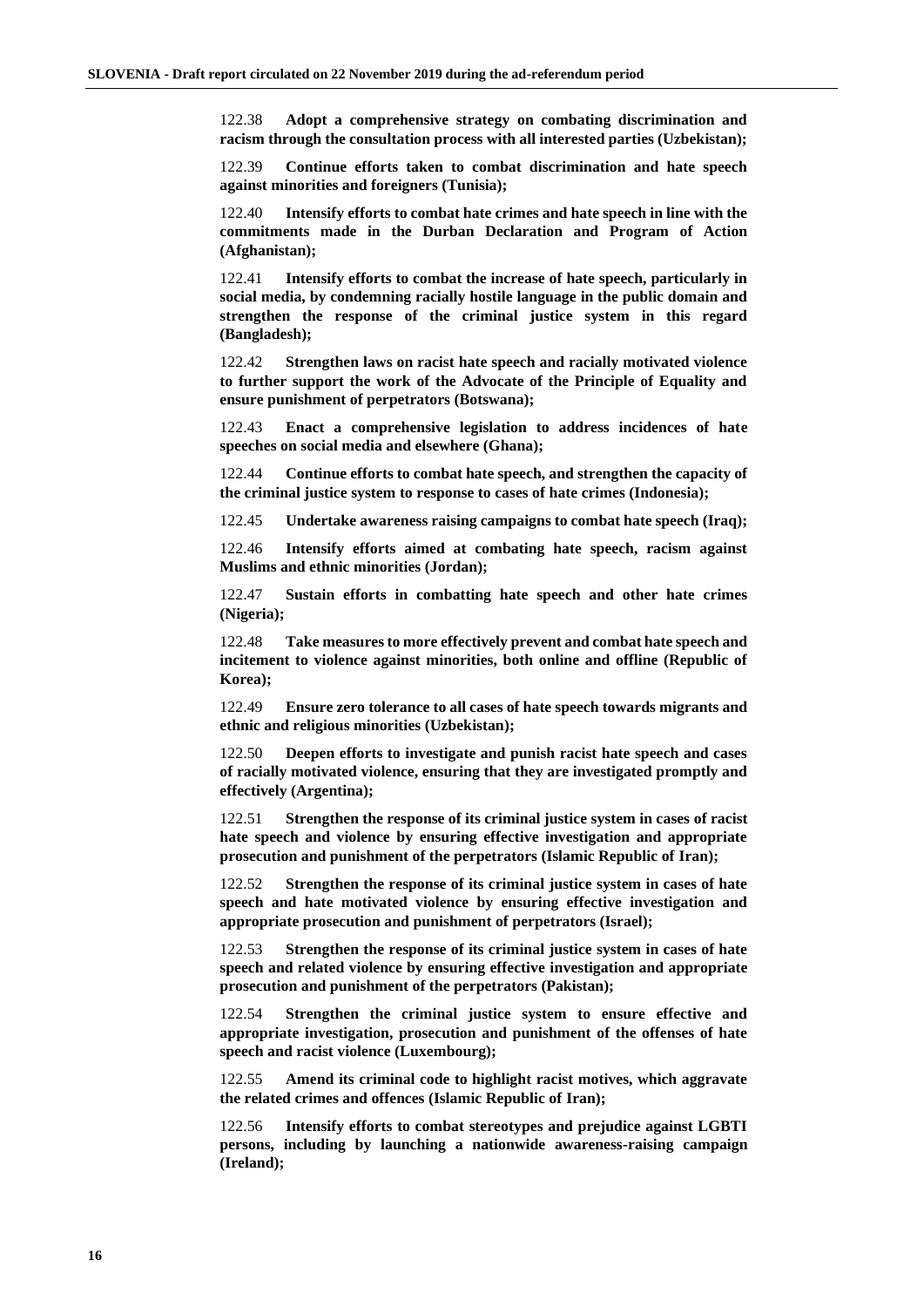122.38 **Adopt a comprehensive strategy on combating discrimination and racism through the consultation process with all interested parties (Uzbekistan);**

122.39 **Continue efforts taken to combat discrimination and hate speech against minorities and foreigners (Tunisia);**

122.40 **Intensify efforts to combat hate crimes and hate speech in line with the commitments made in the Durban Declaration and Program of Action (Afghanistan);**

122.41 **Intensify efforts to combat the increase of hate speech, particularly in social media, by condemning racially hostile language in the public domain and strengthen the response of the criminal justice system in this regard (Bangladesh);**

122.42 **Strengthen laws on racist hate speech and racially motivated violence to further support the work of the Advocate of the Principle of Equality and ensure punishment of perpetrators (Botswana);**

122.43 **Enact a comprehensive legislation to address incidences of hate speeches on social media and elsewhere (Ghana);**

122.44 **Continue efforts to combat hate speech, and strengthen the capacity of the criminal justice system to response to cases of hate crimes (Indonesia);**

122.45 **Undertake awareness raising campaigns to combat hate speech (Iraq);**

122.46 **Intensify efforts aimed at combating hate speech, racism against Muslims and ethnic minorities (Jordan);**

122.47 **Sustain efforts in combatting hate speech and other hate crimes (Nigeria);**

122.48 **Take measures to more effectively prevent and combat hate speech and incitement to violence against minorities, both online and offline (Republic of Korea);**

122.49 **Ensure zero tolerance to all cases of hate speech towards migrants and ethnic and religious minorities (Uzbekistan);**

122.50 **Deepen efforts to investigate and punish racist hate speech and cases of racially motivated violence, ensuring that they are investigated promptly and effectively (Argentina);**

122.51 **Strengthen the response of its criminal justice system in cases of racist hate speech and violence by ensuring effective investigation and appropriate prosecution and punishment of the perpetrators (Islamic Republic of Iran);**

122.52 **Strengthen the response of its criminal justice system in cases of hate speech and hate motivated violence by ensuring effective investigation and appropriate prosecution and punishment of perpetrators (Israel);**

122.53 **Strengthen the response of its criminal justice system in cases of hate speech and related violence by ensuring effective investigation and appropriate prosecution and punishment of the perpetrators (Pakistan);**

122.54 **Strengthen the criminal justice system to ensure effective and appropriate investigation, prosecution and punishment of the offenses of hate speech and racist violence (Luxembourg);**

122.55 **Amend its criminal code to highlight racist motives, which aggravate the related crimes and offences (Islamic Republic of Iran);**

122.56 **Intensify efforts to combat stereotypes and prejudice against LGBTI persons, including by launching a nationwide awareness-raising campaign (Ireland);**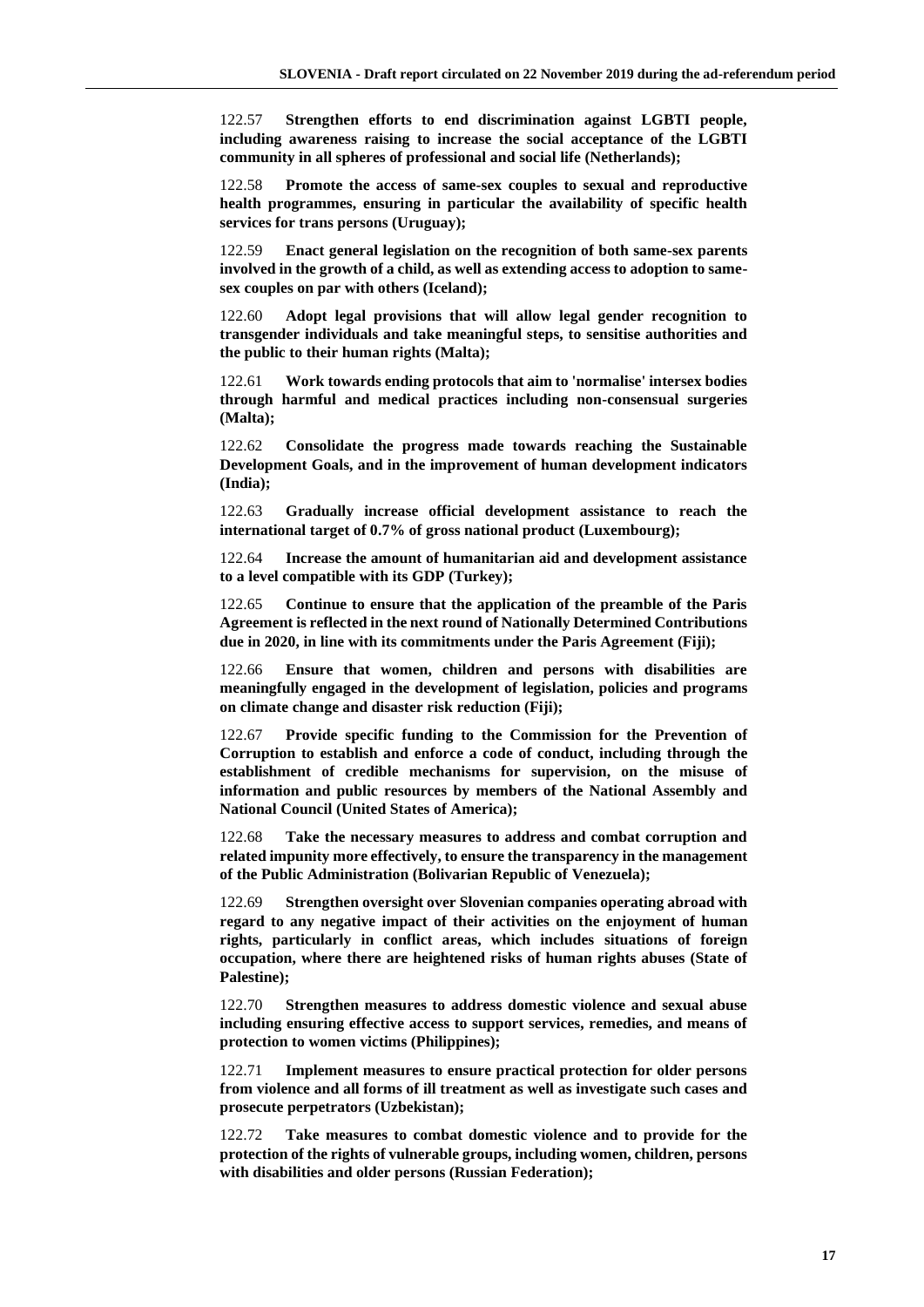122.57 **Strengthen efforts to end discrimination against LGBTI people, including awareness raising to increase the social acceptance of the LGBTI community in all spheres of professional and social life (Netherlands);**

122.58 **Promote the access of same-sex couples to sexual and reproductive health programmes, ensuring in particular the availability of specific health services for trans persons (Uruguay);**

122.59 **Enact general legislation on the recognition of both same-sex parents involved in the growth of a child, as well as extending access to adoption to same-sex couples on par with others (Iceland);**

122.60 **Adopt legal provisions that will allow legal gender recognition to transgender individuals and take meaningful steps, to sensitise authorities and the public to their human rights (Malta);**

122.61 **Work towards ending protocols that aim to 'normalise' intersex bodies through harmful and medical practices including non-consensual surgeries (Malta);**

122.62 **Consolidate the progress made towards reaching the Sustainable Development Goals, and in the improvement of human development indicators (India);**

122.63 **Gradually increase official development assistance to reach the international target of 0.7% of gross national product (Luxembourg);**

122.64 **Increase the amount of humanitarian aid and development assistance to a level compatible with its GDP (Turkey);**

122.65 **Continue to ensure that the application of the preamble of the Paris Agreement is reflected in the next round of Nationally Determined Contributions due in 2020, in line with its commitments under the Paris Agreement (Fiji);**

122.66 **Ensure that women, children and persons with disabilities are meaningfully engaged in the development of legislation, policies and programs on climate change and disaster risk reduction (Fiji);**

122.67 **Provide specific funding to the Commission for the Prevention of Corruption to establish and enforce a code of conduct, including through the establishment of credible mechanisms for supervision, on the misuse of information and public resources by members of the National Assembly and National Council (United States of America);**

122.68 **Take the necessary measures to address and combat corruption and related impunity more effectively, to ensure the transparency in the management of the Public Administration (Bolivarian Republic of Venezuela);**

122.69 **Strengthen oversight over Slovenian companies operating abroad with regard to any negative impact of their activities on the enjoyment of human rights, particularly in conflict areas, which includes situations of foreign occupation, where there are heightened risks of human rights abuses (State of Palestine);**

122.70 **Strengthen measures to address domestic violence and sexual abuse including ensuring effective access to support services, remedies, and means of protection to women victims (Philippines);**

122.71 **Implement measures to ensure practical protection for older persons from violence and all forms of ill treatment as well as investigate such cases and prosecute perpetrators (Uzbekistan);**

122.72 **Take measures to combat domestic violence and to provide for the protection of the rights of vulnerable groups, including women, children, persons with disabilities and older persons (Russian Federation);**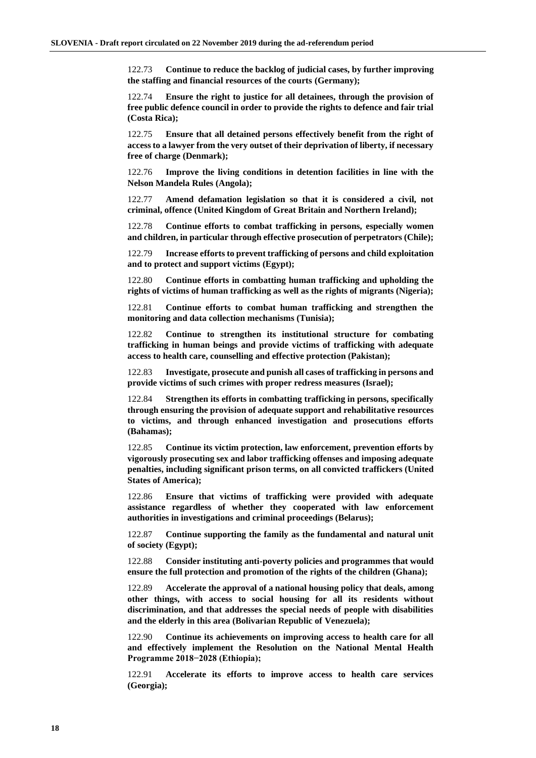122.73 **Continue to reduce the backlog of judicial cases, by further improving the staffing and financial resources of the courts (Germany);**

122.74 **Ensure the right to justice for all detainees, through the provision of free public defence council in order to provide the rights to defence and fair trial (Costa Rica);**

122.75 **Ensure that all detained persons effectively benefit from the right of access to a lawyer from the very outset of their deprivation of liberty, if necessary free of charge (Denmark);**

122.76 **Improve the living conditions in detention facilities in line with the Nelson Mandela Rules (Angola);**

122.77 **Amend defamation legislation so that it is considered a civil, not criminal, offence (United Kingdom of Great Britain and Northern Ireland);**

122.78 **Continue efforts to combat trafficking in persons, especially women and children, in particular through effective prosecution of perpetrators (Chile);**

122.79 **Increase efforts to prevent trafficking of persons and child exploitation and to protect and support victims (Egypt);**

122.80 **Continue efforts in combatting human trafficking and upholding the rights of victims of human trafficking as well as the rights of migrants (Nigeria);**

122.81 **Continue efforts to combat human trafficking and strengthen the monitoring and data collection mechanisms (Tunisia);**

122.82 **Continue to strengthen its institutional structure for combating trafficking in human beings and provide victims of trafficking with adequate access to health care, counselling and effective protection (Pakistan);**

122.83 **Investigate, prosecute and punish all cases of trafficking in persons and provide victims of such crimes with proper redress measures (Israel);**

122.84 **Strengthen its efforts in combatting trafficking in persons, specifically through ensuring the provision of adequate support and rehabilitative resources to victims, and through enhanced investigation and prosecutions efforts (Bahamas);**

122.85 **Continue its victim protection, law enforcement, prevention efforts by vigorously prosecuting sex and labor trafficking offenses and imposing adequate penalties, including significant prison terms, on all convicted traffickers (United States of America);**

122.86 **Ensure that victims of trafficking were provided with adequate assistance regardless of whether they cooperated with law enforcement authorities in investigations and criminal proceedings (Belarus);**

122.87 **Continue supporting the family as the fundamental and natural unit of society (Egypt);**

122.88 **Consider instituting anti-poverty policies and programmes that would ensure the full protection and promotion of the rights of the children (Ghana);**

122.89 **Accelerate the approval of a national housing policy that deals, among other things, with access to social housing for all its residents without discrimination, and that addresses the special needs of people with disabilities and the elderly in this area (Bolivarian Republic of Venezuela);**

122.90 **Continue its achievements on improving access to health care for all and effectively implement the Resolution on the National Mental Health Programme 2018−2028 (Ethiopia);**

122.91 **Accelerate its efforts to improve access to health care services (Georgia);**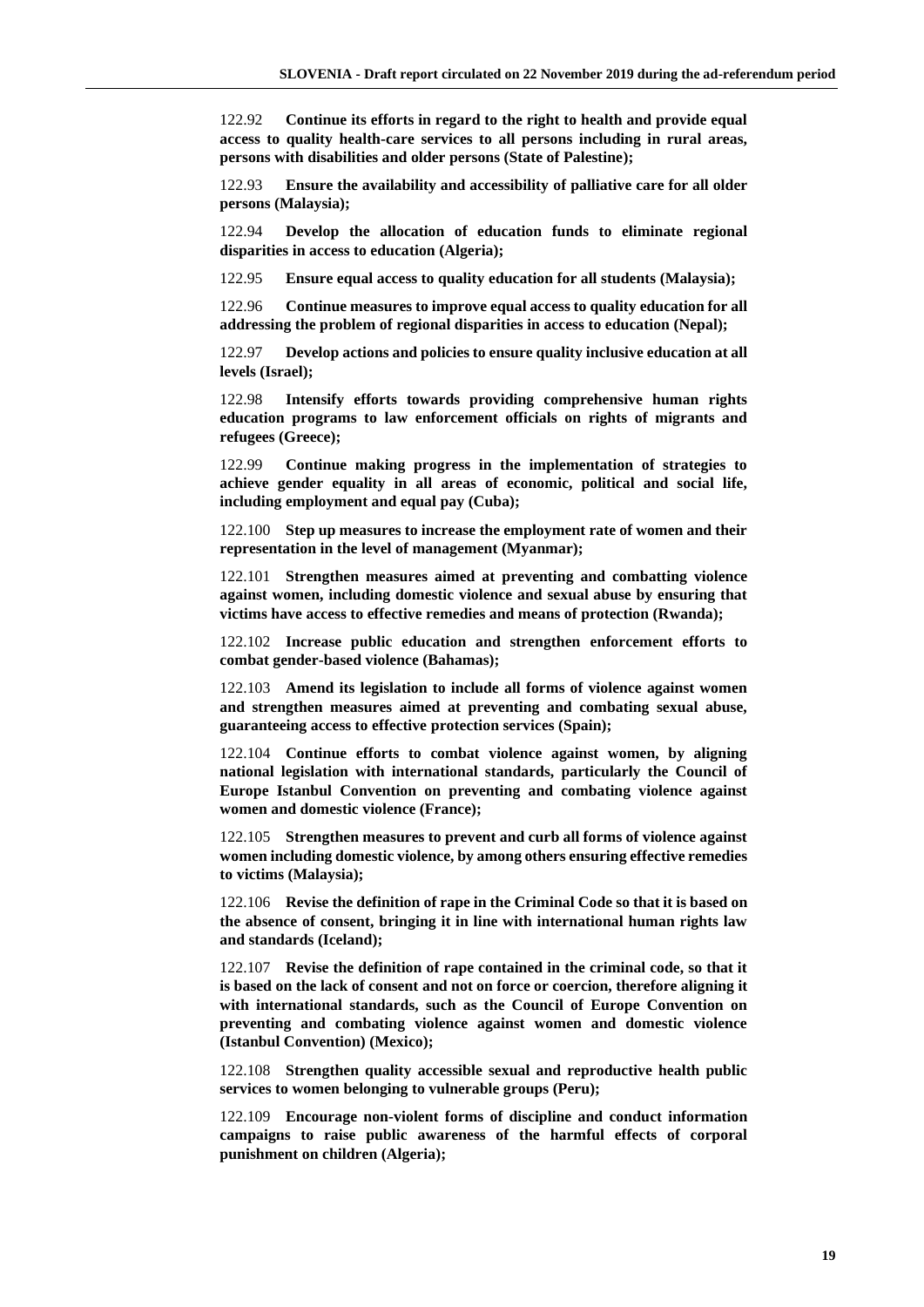122.92 **Continue its efforts in regard to the right to health and provide equal access to quality health-care services to all persons including in rural areas, persons with disabilities and older persons (State of Palestine);**

122.93 **Ensure the availability and accessibility of palliative care for all older persons (Malaysia);**

122.94 **Develop the allocation of education funds to eliminate regional disparities in access to education (Algeria);**

122.95 **Ensure equal access to quality education for all students (Malaysia);**

122.96 **Continue measures to improve equal access to quality education for all addressing the problem of regional disparities in access to education (Nepal);**

122.97 **Develop actions and policies to ensure quality inclusive education at all levels (Israel);**

122.98 **Intensify efforts towards providing comprehensive human rights education programs to law enforcement officials on rights of migrants and refugees (Greece);**

122.99 **Continue making progress in the implementation of strategies to achieve gender equality in all areas of economic, political and social life, including employment and equal pay (Cuba);**

122.100 **Step up measures to increase the employment rate of women and their representation in the level of management (Myanmar);**

122.101 **Strengthen measures aimed at preventing and combatting violence against women, including domestic violence and sexual abuse by ensuring that victims have access to effective remedies and means of protection (Rwanda);**

122.102 **Increase public education and strengthen enforcement efforts to combat gender-based violence (Bahamas);**

122.103 **Amend its legislation to include all forms of violence against women and strengthen measures aimed at preventing and combating sexual abuse, guaranteeing access to effective protection services (Spain);**

122.104 **Continue efforts to combat violence against women, by aligning national legislation with international standards, particularly the Council of Europe Istanbul Convention on preventing and combating violence against women and domestic violence (France);**

122.105 **Strengthen measures to prevent and curb all forms of violence against women including domestic violence, by among others ensuring effective remedies to victims (Malaysia);**

122.106 **Revise the definition of rape in the Criminal Code so that it is based on the absence of consent, bringing it in line with international human rights law and standards (Iceland);**

122.107 **Revise the definition of rape contained in the criminal code, so that it is based on the lack of consent and not on force or coercion, therefore aligning it with international standards, such as the Council of Europe Convention on preventing and combating violence against women and domestic violence (Istanbul Convention) (Mexico);**

122.108 **Strengthen quality accessible sexual and reproductive health public services to women belonging to vulnerable groups (Peru);**

122.109 **Encourage non-violent forms of discipline and conduct information campaigns to raise public awareness of the harmful effects of corporal punishment on children (Algeria);**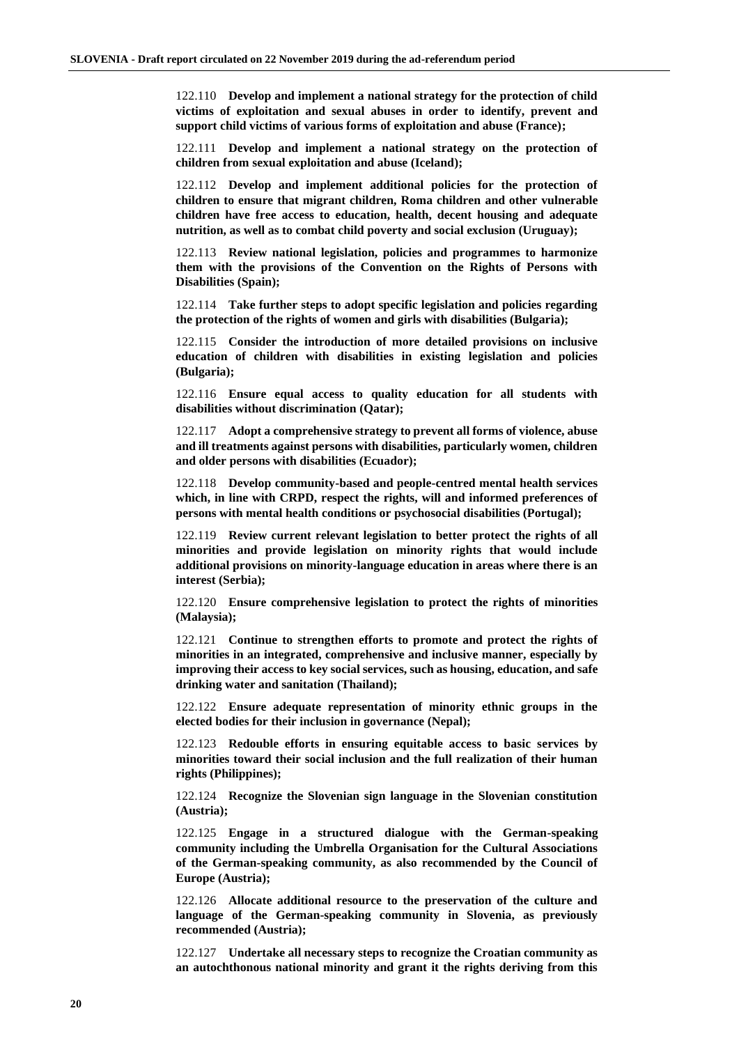122.110 **Develop and implement a national strategy for the protection of child victims of exploitation and sexual abuses in order to identify, prevent and support child victims of various forms of exploitation and abuse (France);**

122.111 **Develop and implement a national strategy on the protection of children from sexual exploitation and abuse (Iceland);**

122.112 **Develop and implement additional policies for the protection of children to ensure that migrant children, Roma children and other vulnerable children have free access to education, health, decent housing and adequate nutrition, as well as to combat child poverty and social exclusion (Uruguay);**

122.113 **Review national legislation, policies and programmes to harmonize them with the provisions of the Convention on the Rights of Persons with Disabilities (Spain);**

122.114 **Take further steps to adopt specific legislation and policies regarding the protection of the rights of women and girls with disabilities (Bulgaria);**

122.115 **Consider the introduction of more detailed provisions on inclusive education of children with disabilities in existing legislation and policies (Bulgaria);**

122.116 **Ensure equal access to quality education for all students with disabilities without discrimination (Qatar);**

122.117 **Adopt a comprehensive strategy to prevent all forms of violence, abuse and ill treatments against persons with disabilities, particularly women, children and older persons with disabilities (Ecuador);**

122.118 **Develop community-based and people-centred mental health services which, in line with CRPD, respect the rights, will and informed preferences of persons with mental health conditions or psychosocial disabilities (Portugal);**

122.119 **Review current relevant legislation to better protect the rights of all minorities and provide legislation on minority rights that would include additional provisions on minority-language education in areas where there is an interest (Serbia);**

122.120 **Ensure comprehensive legislation to protect the rights of minorities (Malaysia);**

122.121 **Continue to strengthen efforts to promote and protect the rights of minorities in an integrated, comprehensive and inclusive manner, especially by improving their access to key social services, such as housing, education, and safe drinking water and sanitation (Thailand);**

122.122 **Ensure adequate representation of minority ethnic groups in the elected bodies for their inclusion in governance (Nepal);**

122.123 **Redouble efforts in ensuring equitable access to basic services by minorities toward their social inclusion and the full realization of their human rights (Philippines);**

122.124 **Recognize the Slovenian sign language in the Slovenian constitution (Austria);**

122.125 **Engage in a structured dialogue with the German-speaking community including the Umbrella Organisation for the Cultural Associations of the German-speaking community, as also recommended by the Council of Europe (Austria);**

122.126 **Allocate additional resource to the preservation of the culture and language of the German-speaking community in Slovenia, as previously recommended (Austria);**

122.127 **Undertake all necessary steps to recognize the Croatian community as an autochthonous national minority and grant it the rights deriving from this**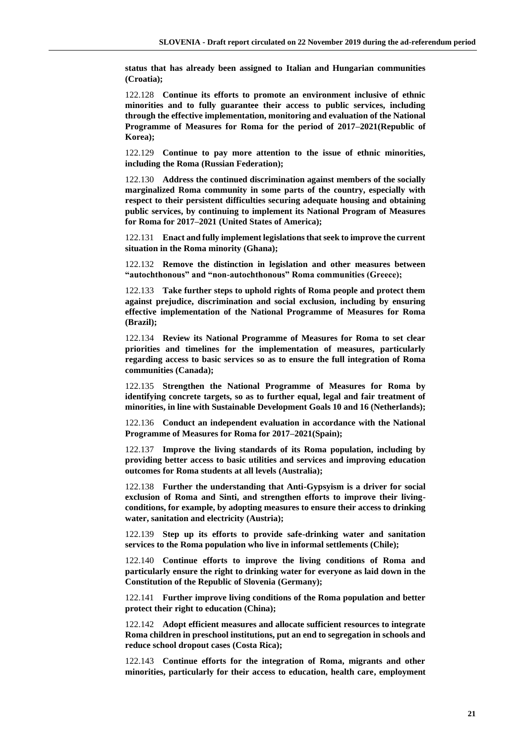**status that has already been assigned to Italian and Hungarian communities (Croatia);**

122.128 **Continue its efforts to promote an environment inclusive of ethnic minorities and to fully guarantee their access to public services, including through the effective implementation, monitoring and evaluation of the National Programme of Measures for Roma for the period of 2017–2021(Republic of Korea);**

122.129 **Continue to pay more attention to the issue of ethnic minorities, including the Roma (Russian Federation);**

122.130 **Address the continued discrimination against members of the socially marginalized Roma community in some parts of the country, especially with respect to their persistent difficulties securing adequate housing and obtaining public services, by continuing to implement its National Program of Measures for Roma for 2017–2021 (United States of America);**

122.131 **Enact and fully implement legislations that seek to improve the current situation in the Roma minority (Ghana);**

122.132 **Remove the distinction in legislation and other measures between "autochthonous" and "non-autochthonous" Roma communities (Greece);**

122.133 **Take further steps to uphold rights of Roma people and protect them against prejudice, discrimination and social exclusion, including by ensuring effective implementation of the National Programme of Measures for Roma (Brazil);**

122.134 **Review its National Programme of Measures for Roma to set clear priorities and timelines for the implementation of measures, particularly regarding access to basic services so as to ensure the full integration of Roma communities (Canada);**

122.135 **Strengthen the National Programme of Measures for Roma by identifying concrete targets, so as to further equal, legal and fair treatment of minorities, in line with Sustainable Development Goals 10 and 16 (Netherlands);**

122.136 **Conduct an independent evaluation in accordance with the National Programme of Measures for Roma for 2017–2021(Spain);**

122.137 **Improve the living standards of its Roma population, including by providing better access to basic utilities and services and improving education outcomes for Roma students at all levels (Australia);**

122.138 **Further the understanding that Anti-Gypsyism is a driver for social exclusion of Roma and Sinti, and strengthen efforts to improve their living-conditions, for example, by adopting measures to ensure their access to drinking water, sanitation and electricity (Austria);**

122.139 **Step up its efforts to provide safe-drinking water and sanitation services to the Roma population who live in informal settlements (Chile);**

122.140 **Continue efforts to improve the living conditions of Roma and particularly ensure the right to drinking water for everyone as laid down in the Constitution of the Republic of Slovenia (Germany);**

122.141 **Further improve living conditions of the Roma population and better protect their right to education (China);**

122.142 **Adopt efficient measures and allocate sufficient resources to integrate Roma children in preschool institutions, put an end to segregation in schools and reduce school dropout cases (Costa Rica);**

122.143 **Continue efforts for the integration of Roma, migrants and other minorities, particularly for their access to education, health care, employment**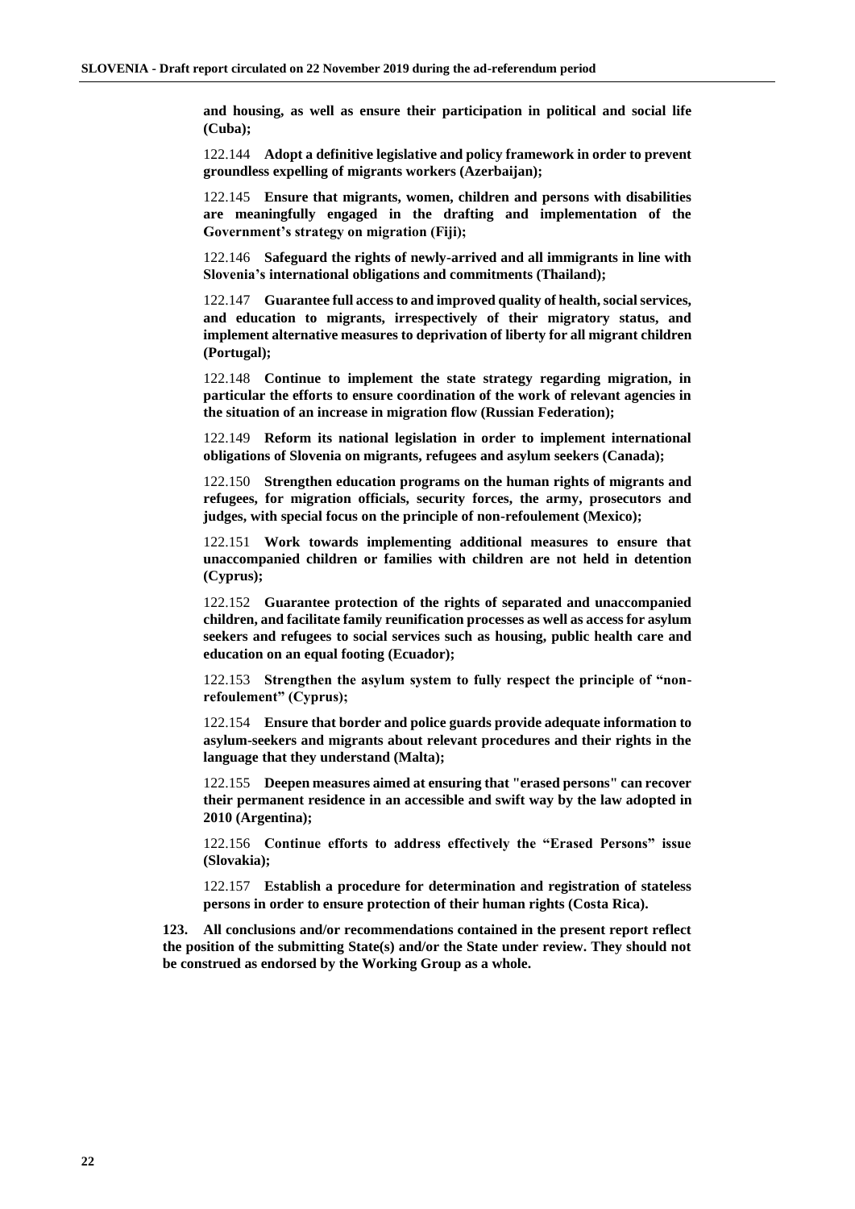**and housing, as well as ensure their participation in political and social life (Cuba);**

122.144 **Adopt a definitive legislative and policy framework in order to prevent groundless expelling of migrants workers (Azerbaijan);**

122.145 **Ensure that migrants, women, children and persons with disabilities are meaningfully engaged in the drafting and implementation of the Government's strategy on migration (Fiji);**

122.146 **Safeguard the rights of newly-arrived and all immigrants in line with Slovenia's international obligations and commitments (Thailand);**

122.147 **Guarantee full access to and improved quality of health, social services, and education to migrants, irrespectively of their migratory status, and implement alternative measures to deprivation of liberty for all migrant children (Portugal);**

122.148 **Continue to implement the state strategy regarding migration, in particular the efforts to ensure coordination of the work of relevant agencies in the situation of an increase in migration flow (Russian Federation);**

122.149 **Reform its national legislation in order to implement international obligations of Slovenia on migrants, refugees and asylum seekers (Canada);**

122.150 **Strengthen education programs on the human rights of migrants and refugees, for migration officials, security forces, the army, prosecutors and judges, with special focus on the principle of non-refoulement (Mexico);**

122.151 **Work towards implementing additional measures to ensure that unaccompanied children or families with children are not held in detention (Cyprus);**

122.152 **Guarantee protection of the rights of separated and unaccompanied children, and facilitate family reunification processes as well as access for asylum seekers and refugees to social services such as housing, public health care and education on an equal footing (Ecuador);**

122.153 **Strengthen the asylum system to fully respect the principle of "non-refoulement" (Cyprus);**

122.154 **Ensure that border and police guards provide adequate information to asylum-seekers and migrants about relevant procedures and their rights in the language that they understand (Malta);**

122.155 **Deepen measures aimed at ensuring that "erased persons" can recover their permanent residence in an accessible and swift way by the law adopted in 2010 (Argentina);**

122.156 **Continue efforts to address effectively the "Erased Persons" issue (Slovakia);**

122.157 **Establish a procedure for determination and registration of stateless persons in order to ensure protection of their human rights (Costa Rica).**

**123. All conclusions and/or recommendations contained in the present report reflect the position of the submitting State(s) and/or the State under review. They should not be construed as endorsed by the Working Group as a whole.**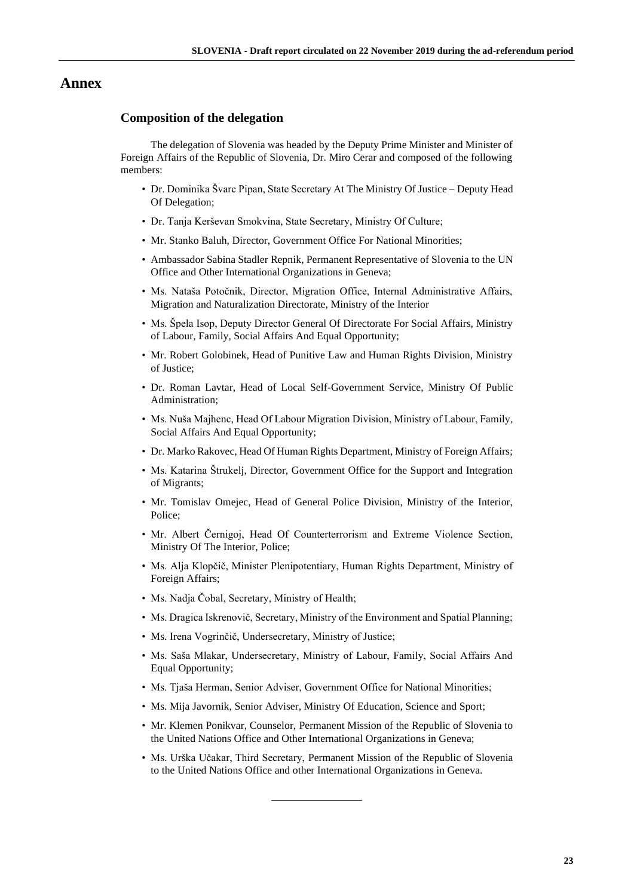# Annex

## Composition of the delegation

The delegation of Slovenia was headed by the Deputy Prime Minister and Minister of Foreign Affairs of the Republic of Slovenia, Dr. Miro Cerar and composed of the following members:

- Dr. Dominika Švarc Pipan, State Secretary At The Ministry Of Justice – Deputy Head Of Delegation;
- Dr. Tanja Kerševan Smokvina, State Secretary, Ministry Of Culture;
- Mr. Stanko Baluh, Director, Government Office For National Minorities;
- Ambassador Sabina Stadler Repnik, Permanent Representative of Slovenia to the UN Office and Other International Organizations in Geneva;
- Ms. Nataša Potočnik, Director, Migration Office, Internal Administrative Affairs, Migration and Naturalization Directorate, Ministry of the Interior
- Ms. Špela Isop, Deputy Director General Of Directorate For Social Affairs, Ministry of Labour, Family, Social Affairs And Equal Opportunity;
- Mr. Robert Golobinek, Head of Punitive Law and Human Rights Division, Ministry of Justice;
- Dr. Roman Lavtar, Head of Local Self-Government Service, Ministry Of Public Administration;
- Ms. Nuša Majhenc, Head Of Labour Migration Division, Ministry of Labour, Family, Social Affairs And Equal Opportunity;
- Dr. Marko Rakovec, Head Of Human Rights Department, Ministry of Foreign Affairs;
- Ms. Katarina Štrukelj, Director, Government Office for the Support and Integration of Migrants;
- Mr. Tomislav Omejec, Head of General Police Division, Ministry of the Interior, Police;
- Mr. Albert Černigoj, Head Of Counterterrorism and Extreme Violence Section, Ministry Of The Interior, Police;
- Ms. Alja Klopčič, Minister Plenipotentiary, Human Rights Department, Ministry of Foreign Affairs;
- Ms. Nadja Čobal, Secretary, Ministry of Health;
- Ms. Dragica Iskrenovič, Secretary, Ministry of the Environment and Spatial Planning;
- Ms. Irena Vogrinčič, Undersecretary, Ministry of Justice;
- Ms. Saša Mlakar, Undersecretary, Ministry of Labour, Family, Social Affairs And Equal Opportunity;
- Ms. Tjaša Herman, Senior Adviser, Government Office for National Minorities;
- Ms. Mija Javornik, Senior Adviser, Ministry Of Education, Science and Sport;
- Mr. Klemen Ponikvar, Counselor, Permanent Mission of the Republic of Slovenia to the United Nations Office and Other International Organizations in Geneva;
- Ms. Urška Učakar, Third Secretary, Permanent Mission of the Republic of Slovenia to the United Nations Office and other International Organizations in Geneva.